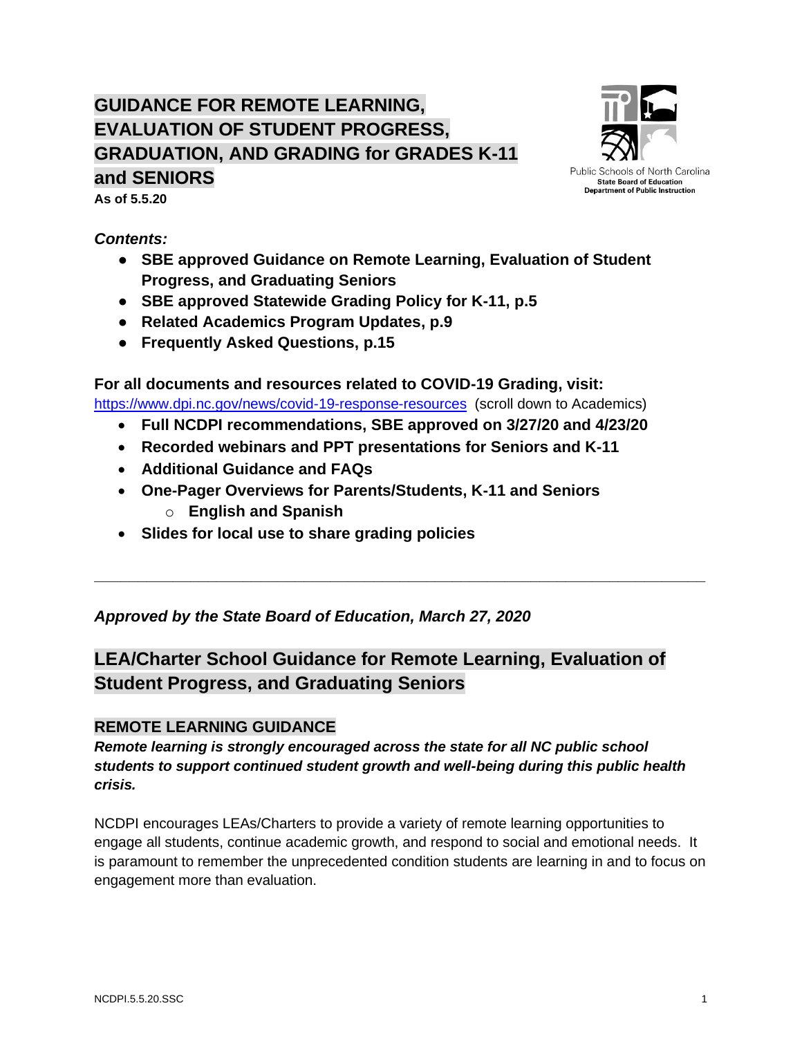# GUIDANCE FOR REMOTE LEARNING, EVALUATION OF STUDENT PROGRESS, GRADUATION, AND GRADING for GRADES K-11 and SENIORS

**As of 5.5.20**

Public Schools of North Carolina
**State Board of Education**
**Department of Public Instruction**

***Contents:***

- **SBE approved Guidance on Remote Learning, Evaluation of Student Progress, and Graduating Seniors**
- **SBE approved Statewide Grading Policy for K-11, p.5**
- **Related Academics Program Updates, p.9**
- **Frequently Asked Questions, p.15**

**For all documents and resources related to COVID-19 Grading, visit:**
https://www.dpi.nc.gov/news/covid-19-response-resources (scroll down to Academics)

- **Full NCDPI recommendations, SBE approved on 3/27/20 and 4/23/20**
- **Recorded webinars and PPT presentations for Seniors and K-11**
- **Additional Guidance and FAQs**
- **One-Pager Overviews for Parents/Students, K-11 and Seniors**
  - **English and Spanish**
- **Slides for local use to share grading policies**

---

***Approved by the State Board of Education, March 27, 2020***

## LEA/Charter School Guidance for Remote Learning, Evaluation of Student Progress, and Graduating Seniors

### REMOTE LEARNING GUIDANCE

***Remote learning is strongly encouraged across the state for all NC public school students to support continued student growth and well-being during this public health crisis.***

NCDPI encourages LEAs/Charters to provide a variety of remote learning opportunities to engage all students, continue academic growth, and respond to social and emotional needs. It is paramount to remember the unprecedented condition students are learning in and to focus on engagement more than evaluation.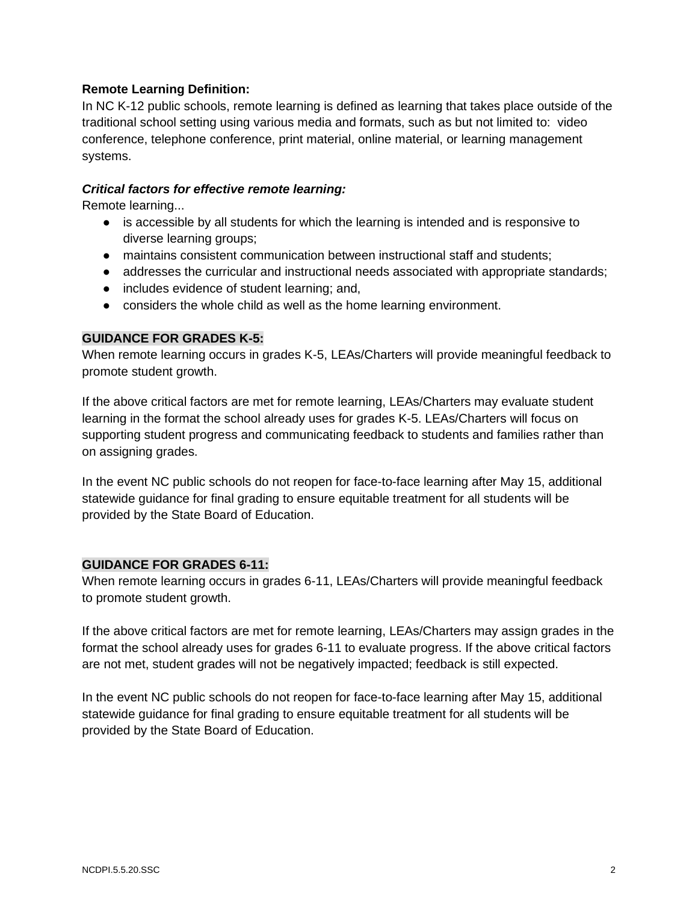**Remote Learning Definition:**

In NC K-12 public schools, remote learning is defined as learning that takes place outside of the traditional school setting using various media and formats, such as but not limited to: video conference, telephone conference, print material, online material, or learning management systems.

***Critical factors for effective remote learning:***

Remote learning...

- is accessible by all students for which the learning is intended and is responsive to diverse learning groups;
- maintains consistent communication between instructional staff and students;
- addresses the curricular and instructional needs associated with appropriate standards;
- includes evidence of student learning; and,
- considers the whole child as well as the home learning environment.

**GUIDANCE FOR GRADES K-5:**

When remote learning occurs in grades K-5, LEAs/Charters will provide meaningful feedback to promote student growth.

If the above critical factors are met for remote learning, LEAs/Charters may evaluate student learning in the format the school already uses for grades K-5. LEAs/Charters will focus on supporting student progress and communicating feedback to students and families rather than on assigning grades.

In the event NC public schools do not reopen for face-to-face learning after May 15, additional statewide guidance for final grading to ensure equitable treatment for all students will be provided by the State Board of Education.

**GUIDANCE FOR GRADES 6-11:**

When remote learning occurs in grades 6-11, LEAs/Charters will provide meaningful feedback to promote student growth.

If the above critical factors are met for remote learning, LEAs/Charters may assign grades in the format the school already uses for grades 6-11 to evaluate progress. If the above critical factors are not met, student grades will not be negatively impacted; feedback is still expected.

In the event NC public schools do not reopen for face-to-face learning after May 15, additional statewide guidance for final grading to ensure equitable treatment for all students will be provided by the State Board of Education.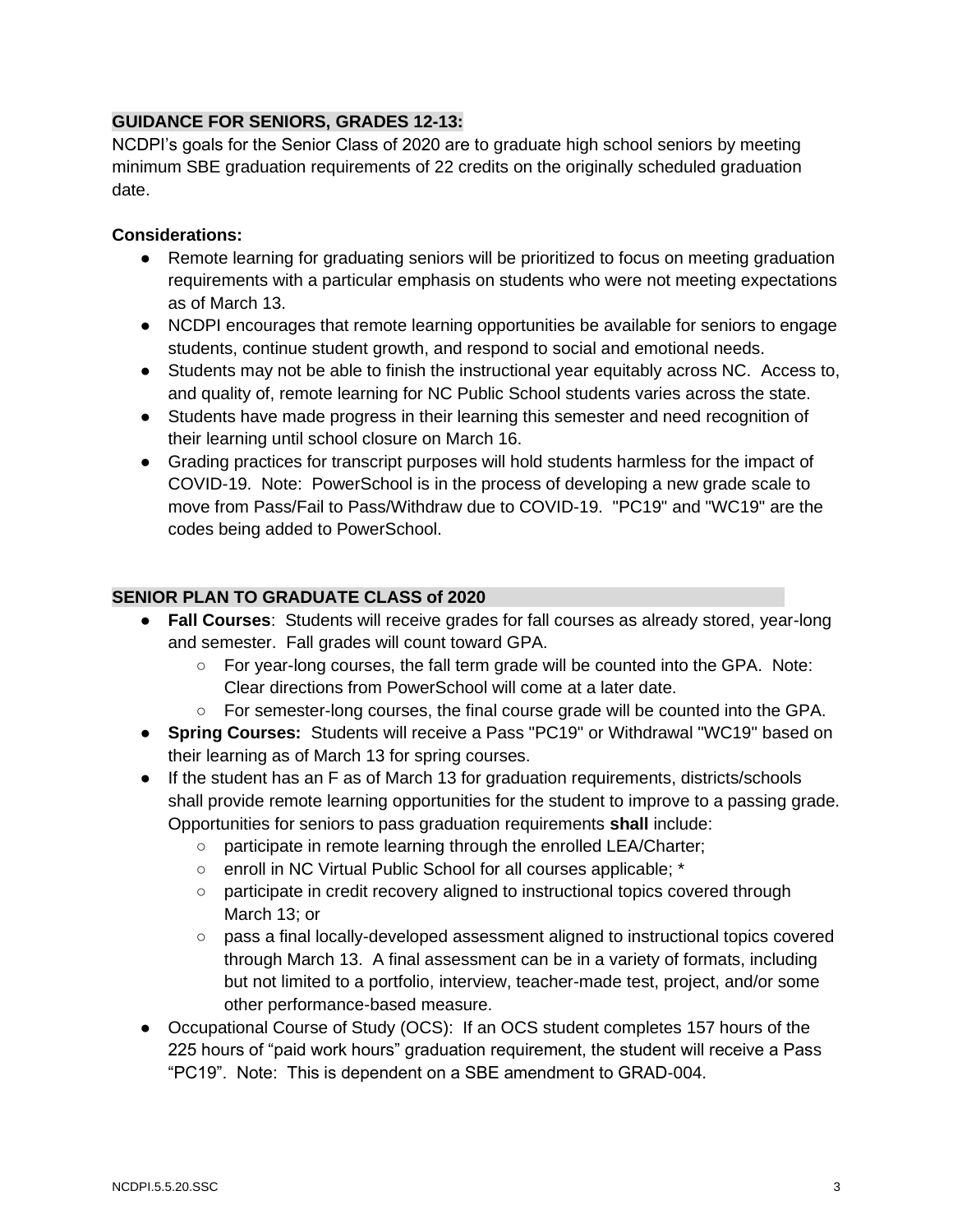## GUIDANCE FOR SENIORS, GRADES 12-13:

NCDPI's goals for the Senior Class of 2020 are to graduate high school seniors by meeting minimum SBE graduation requirements of 22 credits on the originally scheduled graduation date.

**Considerations:**

- Remote learning for graduating seniors will be prioritized to focus on meeting graduation requirements with a particular emphasis on students who were not meeting expectations as of March 13.
- NCDPI encourages that remote learning opportunities be available for seniors to engage students, continue student growth, and respond to social and emotional needs.
- Students may not be able to finish the instructional year equitably across NC. Access to, and quality of, remote learning for NC Public School students varies across the state.
- Students have made progress in their learning this semester and need recognition of their learning until school closure on March 16.
- Grading practices for transcript purposes will hold students harmless for the impact of COVID-19. Note: PowerSchool is in the process of developing a new grade scale to move from Pass/Fail to Pass/Withdraw due to COVID-19. "PC19" and "WC19" are the codes being added to PowerSchool.

## SENIOR PLAN TO GRADUATE CLASS of 2020

- **Fall Courses**: Students will receive grades for fall courses as already stored, year-long and semester. Fall grades will count toward GPA.
  - For year-long courses, the fall term grade will be counted into the GPA. Note: Clear directions from PowerSchool will come at a later date.
  - For semester-long courses, the final course grade will be counted into the GPA.
- **Spring Courses:** Students will receive a Pass "PC19" or Withdrawal "WC19" based on their learning as of March 13 for spring courses.
- If the student has an F as of March 13 for graduation requirements, districts/schools shall provide remote learning opportunities for the student to improve to a passing grade. Opportunities for seniors to pass graduation requirements **shall** include:
  - participate in remote learning through the enrolled LEA/Charter;
  - enroll in NC Virtual Public School for all courses applicable; *
  - participate in credit recovery aligned to instructional topics covered through March 13; or
  - pass a final locally-developed assessment aligned to instructional topics covered through March 13. A final assessment can be in a variety of formats, including but not limited to a portfolio, interview, teacher-made test, project, and/or some other performance-based measure.
- Occupational Course of Study (OCS): If an OCS student completes 157 hours of the 225 hours of "paid work hours" graduation requirement, the student will receive a Pass "PC19". Note: This is dependent on a SBE amendment to GRAD-004.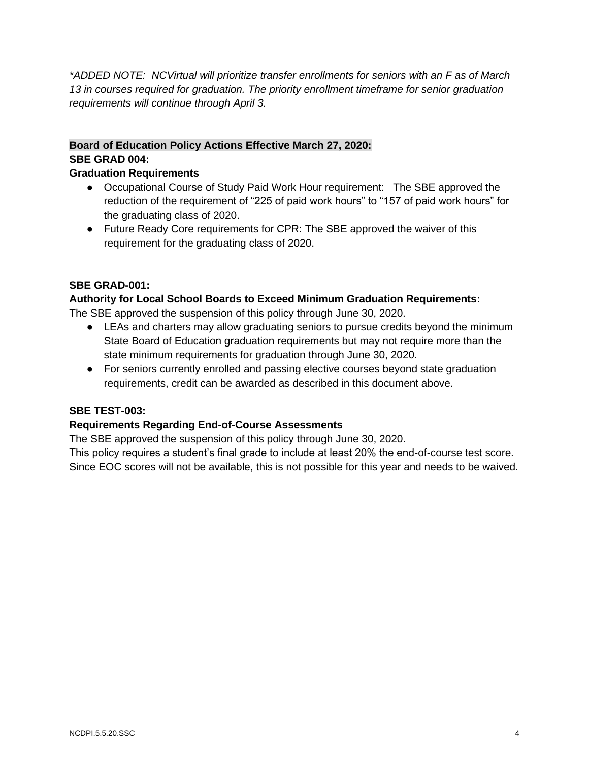*\*ADDED NOTE: NCVirtual will prioritize transfer enrollments for seniors with an F as of March 13 in courses required for graduation. The priority enrollment timeframe for senior graduation requirements will continue through April 3.*

**Board of Education Policy Actions Effective March 27, 2020:**

**SBE GRAD 004:**

**Graduation Requirements**

- Occupational Course of Study Paid Work Hour requirement: The SBE approved the reduction of the requirement of "225 of paid work hours" to "157 of paid work hours" for the graduating class of 2020.
- Future Ready Core requirements for CPR: The SBE approved the waiver of this requirement for the graduating class of 2020.

**SBE GRAD-001:**

**Authority for Local School Boards to Exceed Minimum Graduation Requirements:**

The SBE approved the suspension of this policy through June 30, 2020.

- LEAs and charters may allow graduating seniors to pursue credits beyond the minimum State Board of Education graduation requirements but may not require more than the state minimum requirements for graduation through June 30, 2020.
- For seniors currently enrolled and passing elective courses beyond state graduation requirements, credit can be awarded as described in this document above.

**SBE TEST-003:**

**Requirements Regarding End-of-Course Assessments**

The SBE approved the suspension of this policy through June 30, 2020.

This policy requires a student's final grade to include at least 20% the end-of-course test score. Since EOC scores will not be available, this is not possible for this year and needs to be waived.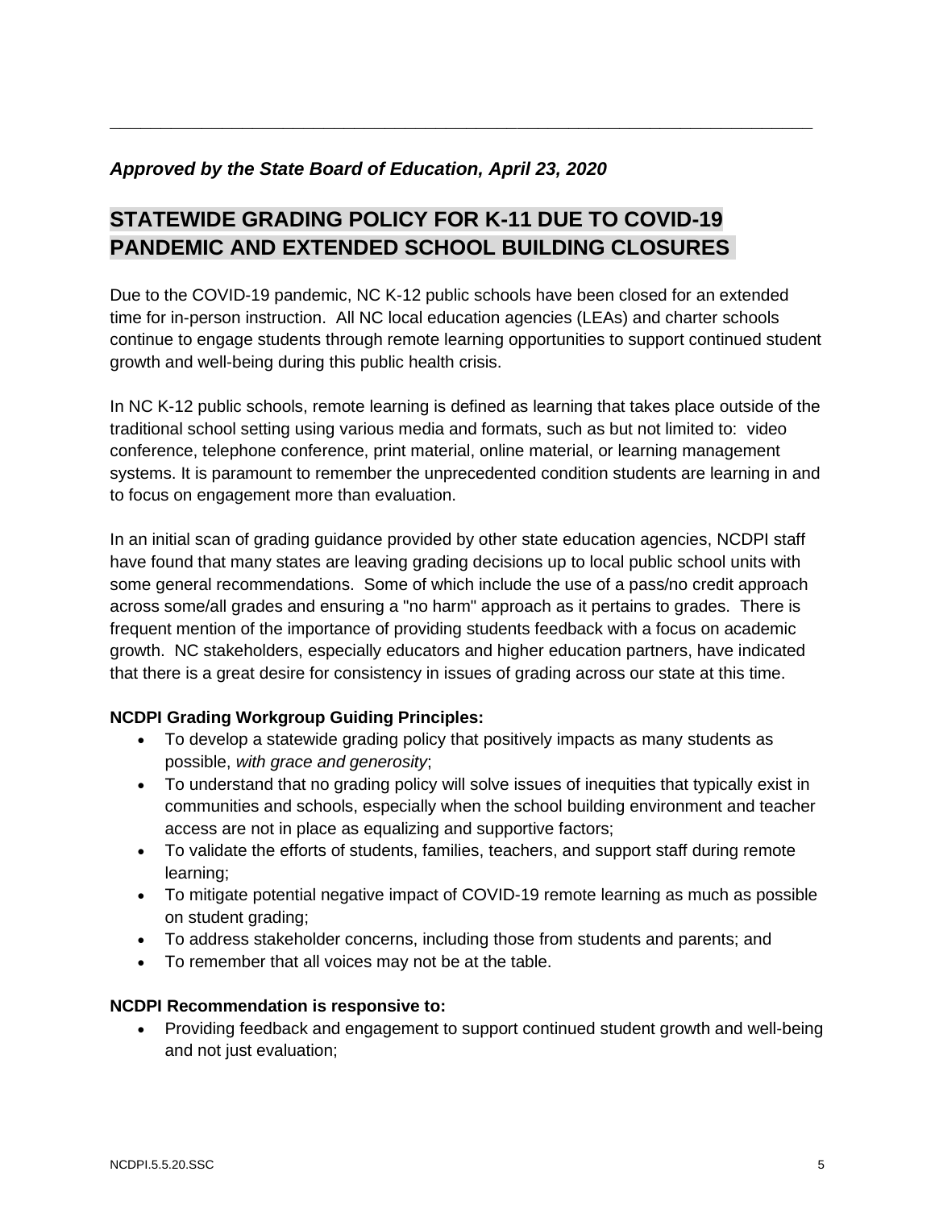---

***Approved by the State Board of Education, April 23, 2020***

## STATEWIDE GRADING POLICY FOR K-11 DUE TO COVID-19 PANDEMIC AND EXTENDED SCHOOL BUILDING CLOSURES

Due to the COVID-19 pandemic, NC K-12 public schools have been closed for an extended time for in-person instruction. All NC local education agencies (LEAs) and charter schools continue to engage students through remote learning opportunities to support continued student growth and well-being during this public health crisis.

In NC K-12 public schools, remote learning is defined as learning that takes place outside of the traditional school setting using various media and formats, such as but not limited to: video conference, telephone conference, print material, online material, or learning management systems. It is paramount to remember the unprecedented condition students are learning in and to focus on engagement more than evaluation.

In an initial scan of grading guidance provided by other state education agencies, NCDPI staff have found that many states are leaving grading decisions up to local public school units with some general recommendations. Some of which include the use of a pass/no credit approach across some/all grades and ensuring a "no harm" approach as it pertains to grades. There is frequent mention of the importance of providing students feedback with a focus on academic growth. NC stakeholders, especially educators and higher education partners, have indicated that there is a great desire for consistency in issues of grading across our state at this time.

**NCDPI Grading Workgroup Guiding Principles:**

- To develop a statewide grading policy that positively impacts as many students as possible, *with grace and generosity*;
- To understand that no grading policy will solve issues of inequities that typically exist in communities and schools, especially when the school building environment and teacher access are not in place as equalizing and supportive factors;
- To validate the efforts of students, families, teachers, and support staff during remote learning;
- To mitigate potential negative impact of COVID-19 remote learning as much as possible on student grading;
- To address stakeholder concerns, including those from students and parents; and
- To remember that all voices may not be at the table.

**NCDPI Recommendation is responsive to:**

- Providing feedback and engagement to support continued student growth and well-being and not just evaluation;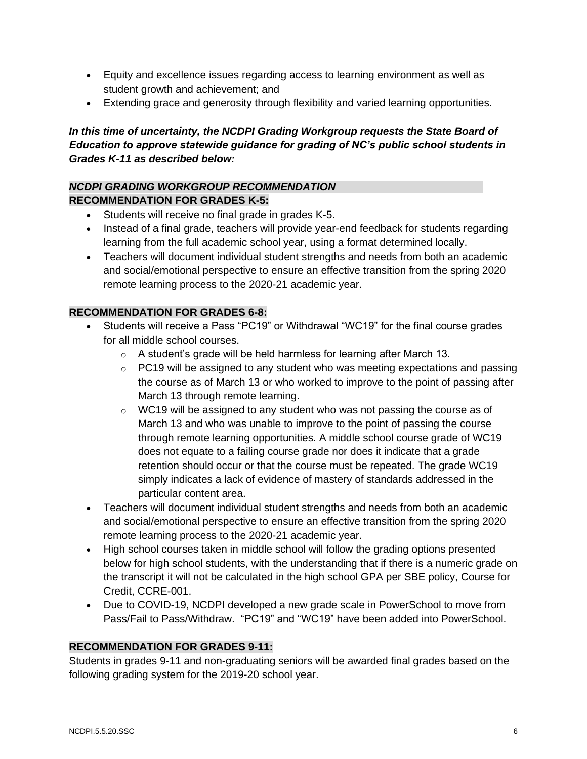- Equity and excellence issues regarding access to learning environment as well as student growth and achievement; and
- Extending grace and generosity through flexibility and varied learning opportunities.

***In this time of uncertainty, the NCDPI Grading Workgroup requests the State Board of Education to approve statewide guidance for grading of NC's public school students in Grades K-11 as described below:***

***NCDPI GRADING WORKGROUP RECOMMENDATION***

**RECOMMENDATION FOR GRADES K-5:**

- Students will receive no final grade in grades K-5.
- Instead of a final grade, teachers will provide year-end feedback for students regarding learning from the full academic school year, using a format determined locally.
- Teachers will document individual student strengths and needs from both an academic and social/emotional perspective to ensure an effective transition from the spring 2020 remote learning process to the 2020-21 academic year.

**RECOMMENDATION FOR GRADES 6-8:**

- Students will receive a Pass "PC19" or Withdrawal "WC19" for the final course grades for all middle school courses.
  - A student's grade will be held harmless for learning after March 13.
  - PC19 will be assigned to any student who was meeting expectations and passing the course as of March 13 or who worked to improve to the point of passing after March 13 through remote learning.
  - WC19 will be assigned to any student who was not passing the course as of March 13 and who was unable to improve to the point of passing the course through remote learning opportunities. A middle school course grade of WC19 does not equate to a failing course grade nor does it indicate that a grade retention should occur or that the course must be repeated. The grade WC19 simply indicates a lack of evidence of mastery of standards addressed in the particular content area.
- Teachers will document individual student strengths and needs from both an academic and social/emotional perspective to ensure an effective transition from the spring 2020 remote learning process to the 2020-21 academic year.
- High school courses taken in middle school will follow the grading options presented below for high school students, with the understanding that if there is a numeric grade on the transcript it will not be calculated in the high school GPA per SBE policy, Course for Credit, CCRE-001.
- Due to COVID-19, NCDPI developed a new grade scale in PowerSchool to move from Pass/Fail to Pass/Withdraw. "PC19" and "WC19" have been added into PowerSchool.

**RECOMMENDATION FOR GRADES 9-11:**

Students in grades 9-11 and non-graduating seniors will be awarded final grades based on the following grading system for the 2019-20 school year.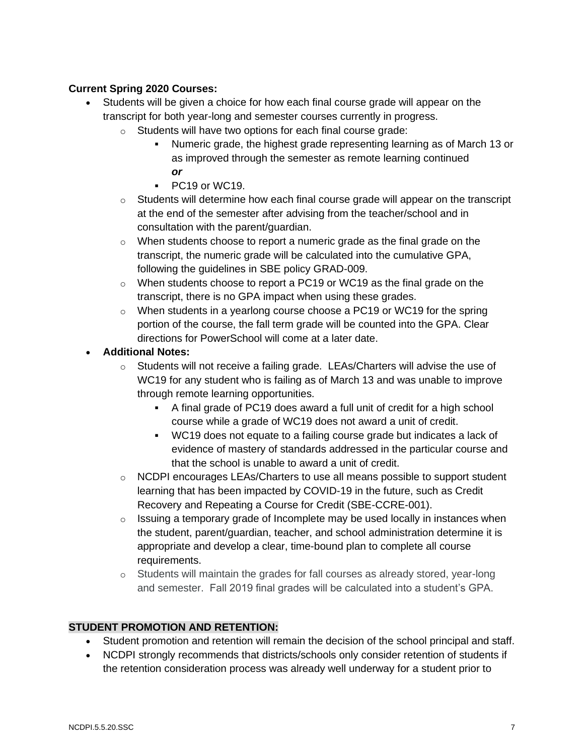**Current Spring 2020 Courses:**

- Students will be given a choice for how each final course grade will appear on the transcript for both year-long and semester courses currently in progress.
    - Students will have two options for each final course grade:
        - Numeric grade, the highest grade representing learning as of March 13 or as improved through the semester as remote learning continued
          ***or***
        - PC19 or WC19.
    - Students will determine how each final course grade will appear on the transcript at the end of the semester after advising from the teacher/school and in consultation with the parent/guardian.
    - When students choose to report a numeric grade as the final grade on the transcript, the numeric grade will be calculated into the cumulative GPA, following the guidelines in SBE policy GRAD-009.
    - When students choose to report a PC19 or WC19 as the final grade on the transcript, there is no GPA impact when using these grades.
    - When students in a yearlong course choose a PC19 or WC19 for the spring portion of the course, the fall term grade will be counted into the GPA. Clear directions for PowerSchool will come at a later date.
- **Additional Notes:**
    - Students will not receive a failing grade. LEAs/Charters will advise the use of WC19 for any student who is failing as of March 13 and was unable to improve through remote learning opportunities.
        - A final grade of PC19 does award a full unit of credit for a high school course while a grade of WC19 does not award a unit of credit.
        - WC19 does not equate to a failing course grade but indicates a lack of evidence of mastery of standards addressed in the particular course and that the school is unable to award a unit of credit.
    - NCDPI encourages LEAs/Charters to use all means possible to support student learning that has been impacted by COVID-19 in the future, such as Credit Recovery and Repeating a Course for Credit (SBE-CCRE-001).
    - Issuing a temporary grade of Incomplete may be used locally in instances when the student, parent/guardian, teacher, and school administration determine it is appropriate and develop a clear, time-bound plan to complete all course requirements.
    - Students will maintain the grades for fall courses as already stored, year-long and semester. Fall 2019 final grades will be calculated into a student's GPA.

**STUDENT PROMOTION AND RETENTION:**

- Student promotion and retention will remain the decision of the school principal and staff.
- NCDPI strongly recommends that districts/schools only consider retention of students if the retention consideration process was already well underway for a student prior to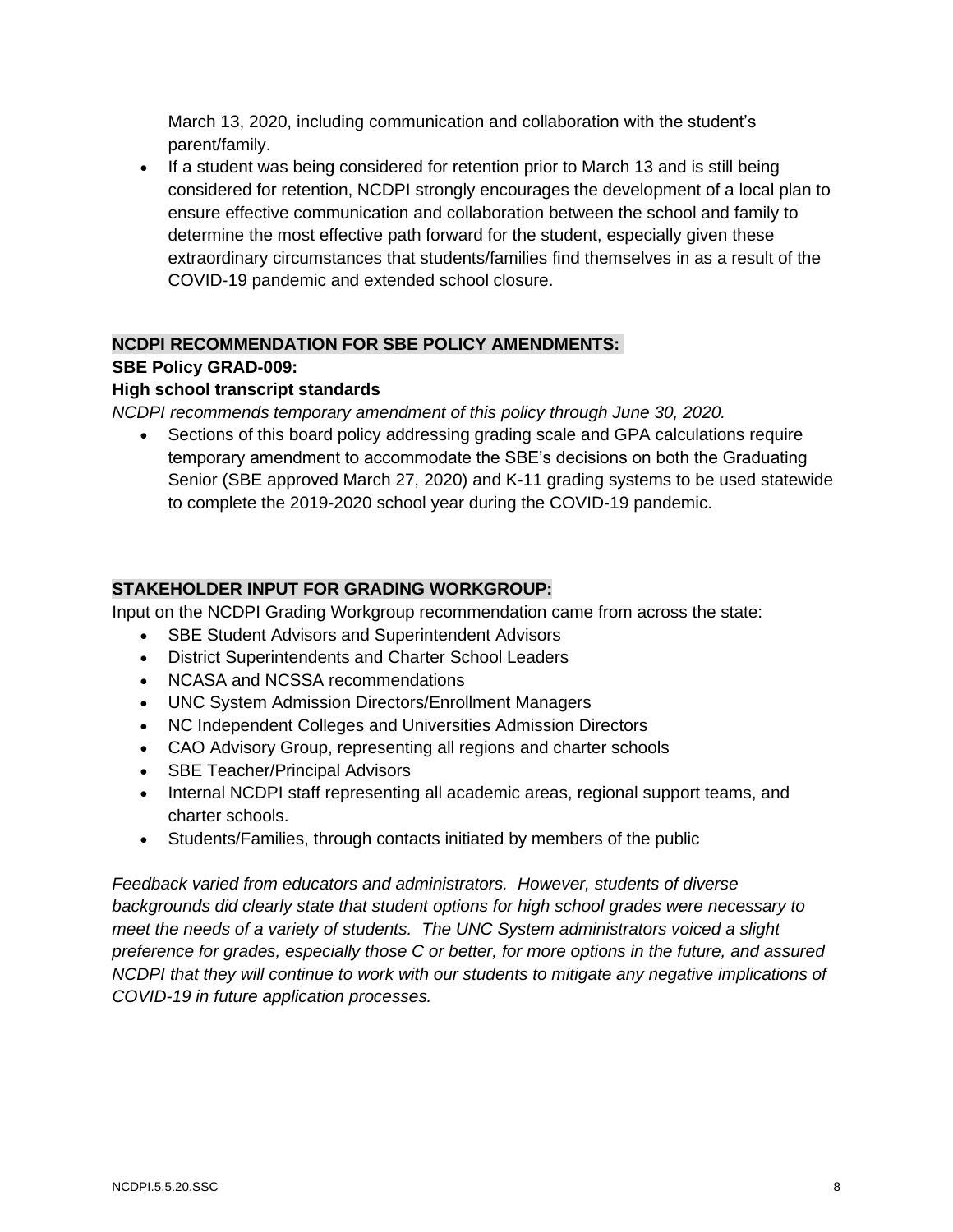March 13, 2020, including communication and collaboration with the student's parent/family.

- If a student was being considered for retention prior to March 13 and is still being considered for retention, NCDPI strongly encourages the development of a local plan to ensure effective communication and collaboration between the school and family to determine the most effective path forward for the student, especially given these extraordinary circumstances that students/families find themselves in as a result of the COVID-19 pandemic and extended school closure.

**NCDPI RECOMMENDATION FOR SBE POLICY AMENDMENTS:**

**SBE Policy GRAD-009:**

**High school transcript standards**

*NCDPI recommends temporary amendment of this policy through June 30, 2020.*

- Sections of this board policy addressing grading scale and GPA calculations require temporary amendment to accommodate the SBE's decisions on both the Graduating Senior (SBE approved March 27, 2020) and K-11 grading systems to be used statewide to complete the 2019-2020 school year during the COVID-19 pandemic.

**STAKEHOLDER INPUT FOR GRADING WORKGROUP:**

Input on the NCDPI Grading Workgroup recommendation came from across the state:

- SBE Student Advisors and Superintendent Advisors
- District Superintendents and Charter School Leaders
- NCASA and NCSSA recommendations
- UNC System Admission Directors/Enrollment Managers
- NC Independent Colleges and Universities Admission Directors
- CAO Advisory Group, representing all regions and charter schools
- SBE Teacher/Principal Advisors
- Internal NCDPI staff representing all academic areas, regional support teams, and charter schools.
- Students/Families, through contacts initiated by members of the public

*Feedback varied from educators and administrators. However, students of diverse backgrounds did clearly state that student options for high school grades were necessary to meet the needs of a variety of students. The UNC System administrators voiced a slight preference for grades, especially those C or better, for more options in the future, and assured NCDPI that they will continue to work with our students to mitigate any negative implications of COVID-19 in future application processes.*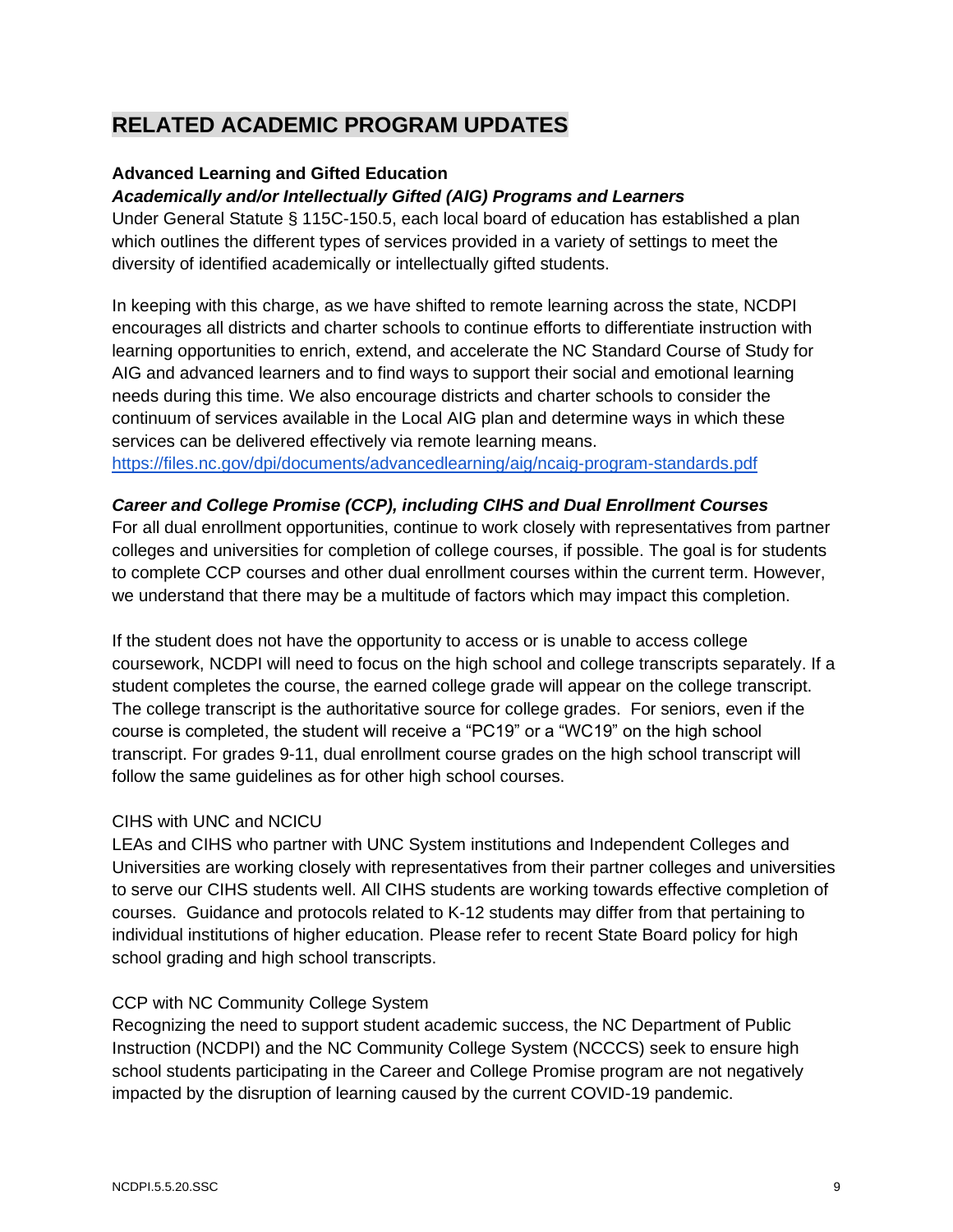## RELATED ACADEMIC PROGRAM UPDATES

**Advanced Learning and Gifted Education**

***Academically and/or Intellectually Gifted (AIG) Programs and Learners***

Under General Statute § 115C-150.5, each local board of education has established a plan which outlines the different types of services provided in a variety of settings to meet the diversity of identified academically or intellectually gifted students.

In keeping with this charge, as we have shifted to remote learning across the state, NCDPI encourages all districts and charter schools to continue efforts to differentiate instruction with learning opportunities to enrich, extend, and accelerate the NC Standard Course of Study for AIG and advanced learners and to find ways to support their social and emotional learning needs during this time. We also encourage districts and charter schools to consider the continuum of services available in the Local AIG plan and determine ways in which these services can be delivered effectively via remote learning means.
https://files.nc.gov/dpi/documents/advancedlearning/aig/ncaig-program-standards.pdf

***Career and College Promise (CCP), including CIHS and Dual Enrollment Courses***

For all dual enrollment opportunities, continue to work closely with representatives from partner colleges and universities for completion of college courses, if possible. The goal is for students to complete CCP courses and other dual enrollment courses within the current term. However, we understand that there may be a multitude of factors which may impact this completion.

If the student does not have the opportunity to access or is unable to access college coursework, NCDPI will need to focus on the high school and college transcripts separately. If a student completes the course, the earned college grade will appear on the college transcript. The college transcript is the authoritative source for college grades. For seniors, even if the course is completed, the student will receive a "PC19" or a "WC19" on the high school transcript. For grades 9-11, dual enrollment course grades on the high school transcript will follow the same guidelines as for other high school courses.

CIHS with UNC and NCICU

LEAs and CIHS who partner with UNC System institutions and Independent Colleges and Universities are working closely with representatives from their partner colleges and universities to serve our CIHS students well. All CIHS students are working towards effective completion of courses. Guidance and protocols related to K-12 students may differ from that pertaining to individual institutions of higher education. Please refer to recent State Board policy for high school grading and high school transcripts.

CCP with NC Community College System

Recognizing the need to support student academic success, the NC Department of Public Instruction (NCDPI) and the NC Community College System (NCCCS) seek to ensure high school students participating in the Career and College Promise program are not negatively impacted by the disruption of learning caused by the current COVID-19 pandemic.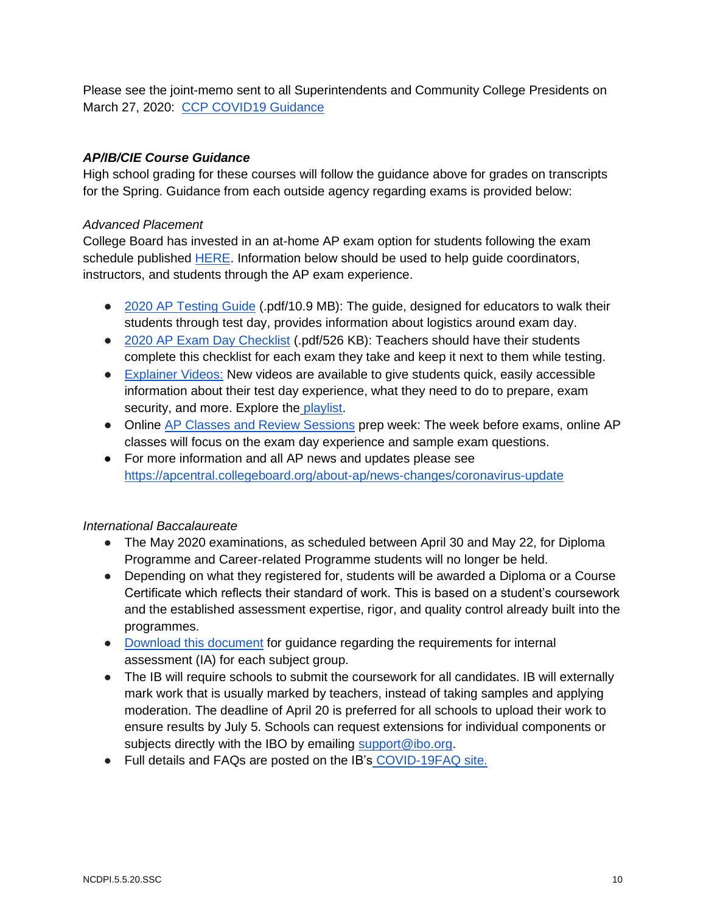Please see the joint-memo sent to all Superintendents and Community College Presidents on March 27, 2020: CCP COVID19 Guidance

***AP/IB/CIE Course Guidance***

High school grading for these courses will follow the guidance above for grades on transcripts for the Spring. Guidance from each outside agency regarding exams is provided below:

*Advanced Placement*

College Board has invested in an at-home AP exam option for students following the exam schedule published HERE. Information below should be used to help guide coordinators, instructors, and students through the AP exam experience.

- 2020 AP Testing Guide (.pdf/10.9 MB): The guide, designed for educators to walk their students through test day, provides information about logistics around exam day.
- 2020 AP Exam Day Checklist (.pdf/526 KB): Teachers should have their students complete this checklist for each exam they take and keep it next to them while testing.
- Explainer Videos: New videos are available to give students quick, easily accessible information about their test day experience, what they need to do to prepare, exam security, and more. Explore the playlist.
- Online AP Classes and Review Sessions prep week: The week before exams, online AP classes will focus on the exam day experience and sample exam questions.
- For more information and all AP news and updates please see https://apcentral.collegeboard.org/about-ap/news-changes/coronavirus-update

*International Baccalaureate*

- The May 2020 examinations, as scheduled between April 30 and May 22, for Diploma Programme and Career-related Programme students will no longer be held.
- Depending on what they registered for, students will be awarded a Diploma or a Course Certificate which reflects their standard of work. This is based on a student's coursework and the established assessment expertise, rigor, and quality control already built into the programmes.
- Download this document for guidance regarding the requirements for internal assessment (IA) for each subject group.
- The IB will require schools to submit the coursework for all candidates. IB will externally mark work that is usually marked by teachers, instead of taking samples and applying moderation. The deadline of April 20 is preferred for all schools to upload their work to ensure results by July 5. Schools can request extensions for individual components or subjects directly with the IBO by emailing support@ibo.org.
- Full details and FAQs are posted on the IB's COVID-19FAQ site.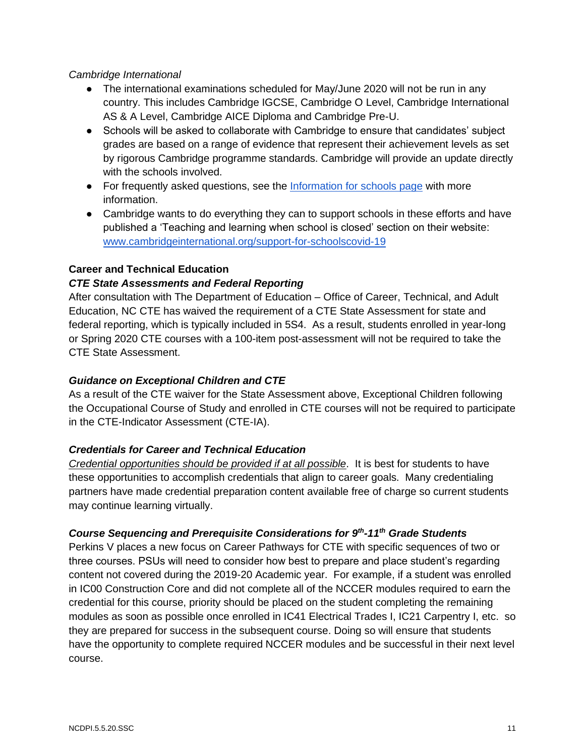*Cambridge International*

- The international examinations scheduled for May/June 2020 will not be run in any country. This includes Cambridge IGCSE, Cambridge O Level, Cambridge International AS & A Level, Cambridge AICE Diploma and Cambridge Pre-U.
- Schools will be asked to collaborate with Cambridge to ensure that candidates' subject grades are based on a range of evidence that represent their achievement levels as set by rigorous Cambridge programme standards. Cambridge will provide an update directly with the schools involved.
- For frequently asked questions, see the [Information for schools page](#) with more information.
- Cambridge wants to do everything they can to support schools in these efforts and have published a 'Teaching and learning when school is closed' section on their website: [www.cambridgeinternational.org/support-for-schoolscovid-19](www.cambridgeinternational.org/support-for-schoolscovid-19)

**Career and Technical Education**

***CTE State Assessments and Federal Reporting***

After consultation with The Department of Education – Office of Career, Technical, and Adult Education, NC CTE has waived the requirement of a CTE State Assessment for state and federal reporting, which is typically included in 5S4. As a result, students enrolled in year-long or Spring 2020 CTE courses with a 100-item post-assessment will not be required to take the CTE State Assessment.

***Guidance on Exceptional Children and CTE***

As a result of the CTE waiver for the State Assessment above, Exceptional Children following the Occupational Course of Study and enrolled in CTE courses will not be required to participate in the CTE-Indicator Assessment (CTE-IA).

***Credentials for Career and Technical Education***

*Credential opportunities should be provided if at all possible*. It is best for students to have these opportunities to accomplish credentials that align to career goals. Many credentialing partners have made credential preparation content available free of charge so current students may continue learning virtually.

***Course Sequencing and Prerequisite Considerations for 9th-11th Grade Students***

Perkins V places a new focus on Career Pathways for CTE with specific sequences of two or three courses. PSUs will need to consider how best to prepare and place student's regarding content not covered during the 2019-20 Academic year. For example, if a student was enrolled in IC00 Construction Core and did not complete all of the NCCER modules required to earn the credential for this course, priority should be placed on the student completing the remaining modules as soon as possible once enrolled in IC41 Electrical Trades I, IC21 Carpentry I, etc. so they are prepared for success in the subsequent course. Doing so will ensure that students have the opportunity to complete required NCCER modules and be successful in their next level course.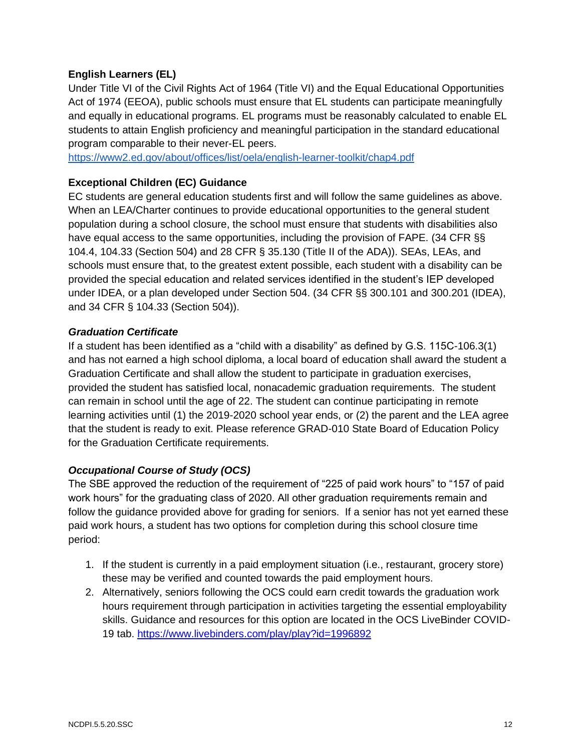**English Learners (EL)**

Under Title VI of the Civil Rights Act of 1964 (Title VI) and the Equal Educational Opportunities Act of 1974 (EEOA), public schools must ensure that EL students can participate meaningfully and equally in educational programs. EL programs must be reasonably calculated to enable EL students to attain English proficiency and meaningful participation in the standard educational program comparable to their never-EL peers.
https://www2.ed.gov/about/offices/list/oela/english-learner-toolkit/chap4.pdf

**Exceptional Children (EC) Guidance**

EC students are general education students first and will follow the same guidelines as above. When an LEA/Charter continues to provide educational opportunities to the general student population during a school closure, the school must ensure that students with disabilities also have equal access to the same opportunities, including the provision of FAPE. (34 CFR §§ 104.4, 104.33 (Section 504) and 28 CFR § 35.130 (Title II of the ADA)). SEAs, LEAs, and schools must ensure that, to the greatest extent possible, each student with a disability can be provided the special education and related services identified in the student's IEP developed under IDEA, or a plan developed under Section 504. (34 CFR §§ 300.101 and 300.201 (IDEA), and 34 CFR § 104.33 (Section 504)).

***Graduation Certificate***

If a student has been identified as a "child with a disability" as defined by G.S. 115C-106.3(1) and has not earned a high school diploma, a local board of education shall award the student a Graduation Certificate and shall allow the student to participate in graduation exercises, provided the student has satisfied local, nonacademic graduation requirements. The student can remain in school until the age of 22. The student can continue participating in remote learning activities until (1) the 2019-2020 school year ends, or (2) the parent and the LEA agree that the student is ready to exit. Please reference GRAD-010 State Board of Education Policy for the Graduation Certificate requirements.

***Occupational Course of Study (OCS)***

The SBE approved the reduction of the requirement of "225 of paid work hours" to "157 of paid work hours" for the graduating class of 2020. All other graduation requirements remain and follow the guidance provided above for grading for seniors. If a senior has not yet earned these paid work hours, a student has two options for completion during this school closure time period:

1. If the student is currently in a paid employment situation (i.e., restaurant, grocery store) these may be verified and counted towards the paid employment hours.
2. Alternatively, seniors following the OCS could earn credit towards the graduation work hours requirement through participation in activities targeting the essential employability skills. Guidance and resources for this option are located in the OCS LiveBinder COVID-19 tab. https://www.livebinders.com/play/play?id=1996892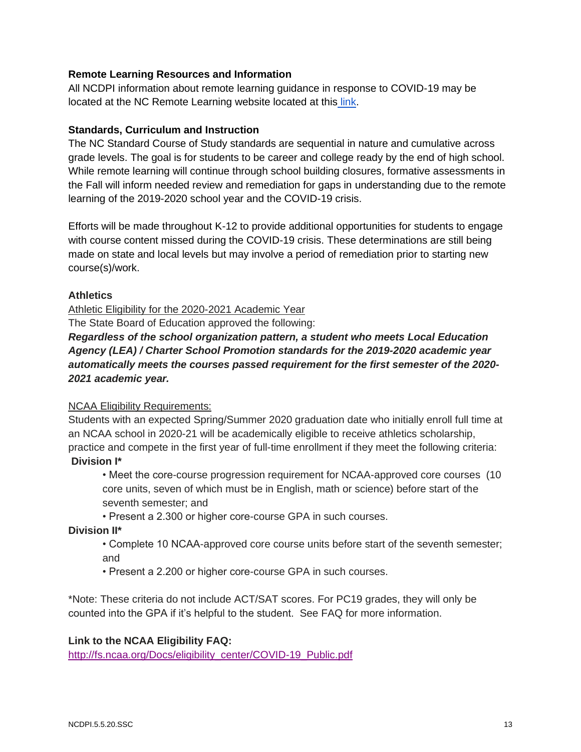**Remote Learning Resources and Information**

All NCDPI information about remote learning guidance in response to COVID-19 may be located at the NC Remote Learning website located at this link.

**Standards, Curriculum and Instruction**

The NC Standard Course of Study standards are sequential in nature and cumulative across grade levels. The goal is for students to be career and college ready by the end of high school. While remote learning will continue through school building closures, formative assessments in the Fall will inform needed review and remediation for gaps in understanding due to the remote learning of the 2019-2020 school year and the COVID-19 crisis.

Efforts will be made throughout K-12 to provide additional opportunities for students to engage with course content missed during the COVID-19 crisis. These determinations are still being made on state and local levels but may involve a period of remediation prior to starting new course(s)/work.

**Athletics**

Athletic Eligibility for the 2020-2021 Academic Year

The State Board of Education approved the following:

***Regardless of the school organization pattern, a student who meets Local Education Agency (LEA) / Charter School Promotion standards for the 2019-2020 academic year automatically meets the courses passed requirement for the first semester of the 2020-2021 academic year.***

NCAA Eligibility Requirements:

Students with an expected Spring/Summer 2020 graduation date who initially enroll full time at an NCAA school in 2020-21 will be academically eligible to receive athletics scholarship, practice and compete in the first year of full-time enrollment if they meet the following criteria:

**Division I***

- Meet the core-course progression requirement for NCAA-approved core courses (10 core units, seven of which must be in English, math or science) before start of the seventh semester; and
- Present a 2.300 or higher core-course GPA in such courses.

**Division II***

- Complete 10 NCAA-approved core course units before start of the seventh semester; and
- Present a 2.200 or higher core-course GPA in such courses.

*Note: These criteria do not include ACT/SAT scores. For PC19 grades, they will only be counted into the GPA if it's helpful to the student. See FAQ for more information.

**Link to the NCAA Eligibility FAQ:**

http://fs.ncaa.org/Docs/eligibility_center/COVID-19_Public.pdf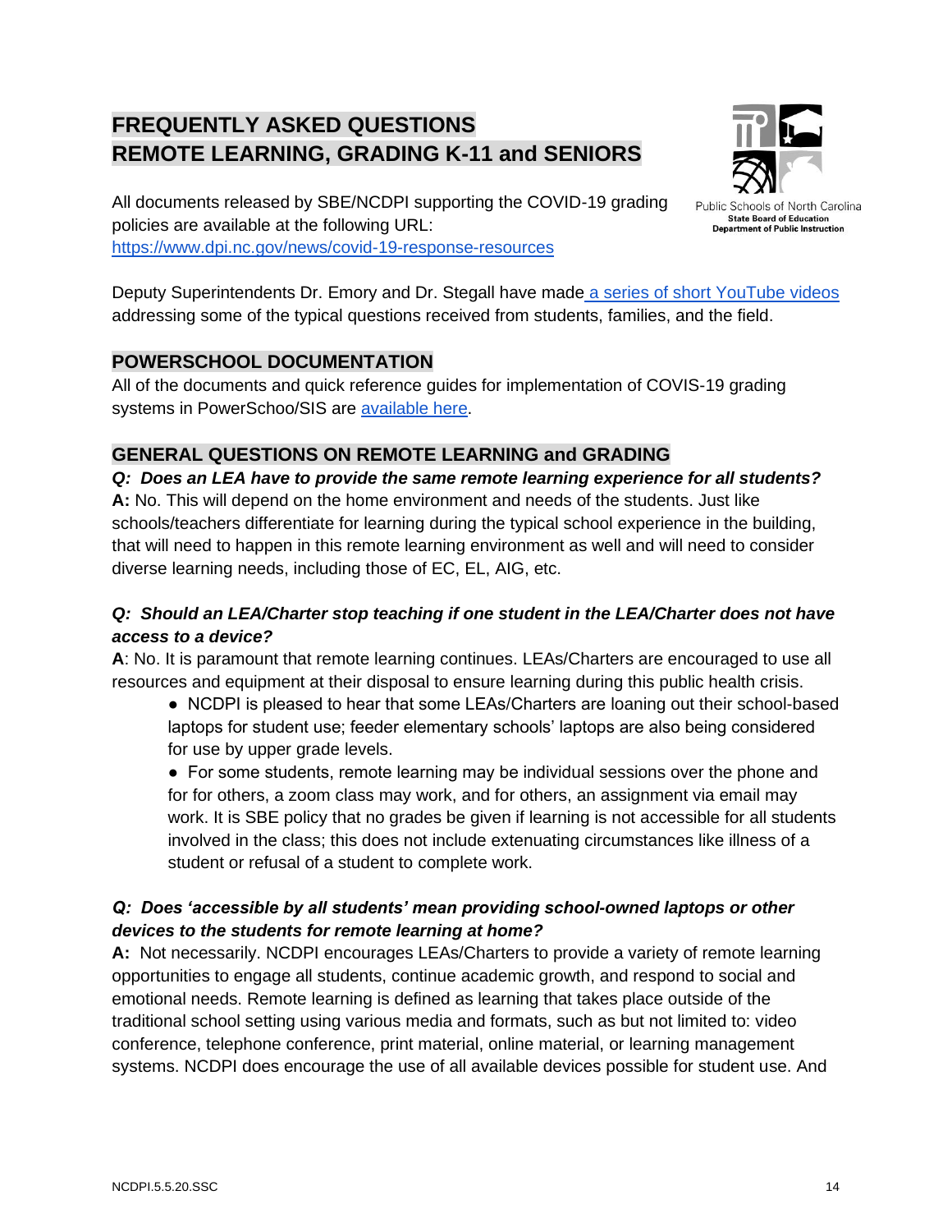## FREQUENTLY ASKED QUESTIONS
## REMOTE LEARNING, GRADING K-11 and SENIORS

Public Schools of North Carolina
State Board of Education
Department of Public Instruction

All documents released by SBE/NCDPI supporting the COVID-19 grading policies are available at the following URL: https://www.dpi.nc.gov/news/covid-19-response-resources

Deputy Superintendents Dr. Emory and Dr. Stegall have made a series of short YouTube videos addressing some of the typical questions received from students, families, and the field.

## POWERSCHOOL DOCUMENTATION

All of the documents and quick reference guides for implementation of COVIS-19 grading systems in PowerSchoo/SIS are available here.

## GENERAL QUESTIONS ON REMOTE LEARNING and GRADING

***Q: Does an LEA have to provide the same remote learning experience for all students?***

**A:** No. This will depend on the home environment and needs of the students. Just like schools/teachers differentiate for learning during the typical school experience in the building, that will need to happen in this remote learning environment as well and will need to consider diverse learning needs, including those of EC, EL, AIG, etc.

***Q: Should an LEA/Charter stop teaching if one student in the LEA/Charter does not have access to a device?***

**A**: No. It is paramount that remote learning continues. LEAs/Charters are encouraged to use all resources and equipment at their disposal to ensure learning during this public health crisis.

- NCDPI is pleased to hear that some LEAs/Charters are loaning out their school-based laptops for student use; feeder elementary schools' laptops are also being considered for use by upper grade levels.
- For some students, remote learning may be individual sessions over the phone and for for others, a zoom class may work, and for others, an assignment via email may work. It is SBE policy that no grades be given if learning is not accessible for all students involved in the class; this does not include extenuating circumstances like illness of a student or refusal of a student to complete work.

***Q: Does 'accessible by all students' mean providing school-owned laptops or other devices to the students for remote learning at home?***

**A:** Not necessarily. NCDPI encourages LEAs/Charters to provide a variety of remote learning opportunities to engage all students, continue academic growth, and respond to social and emotional needs. Remote learning is defined as learning that takes place outside of the traditional school setting using various media and formats, such as but not limited to: video conference, telephone conference, print material, online material, or learning management systems. NCDPI does encourage the use of all available devices possible for student use. And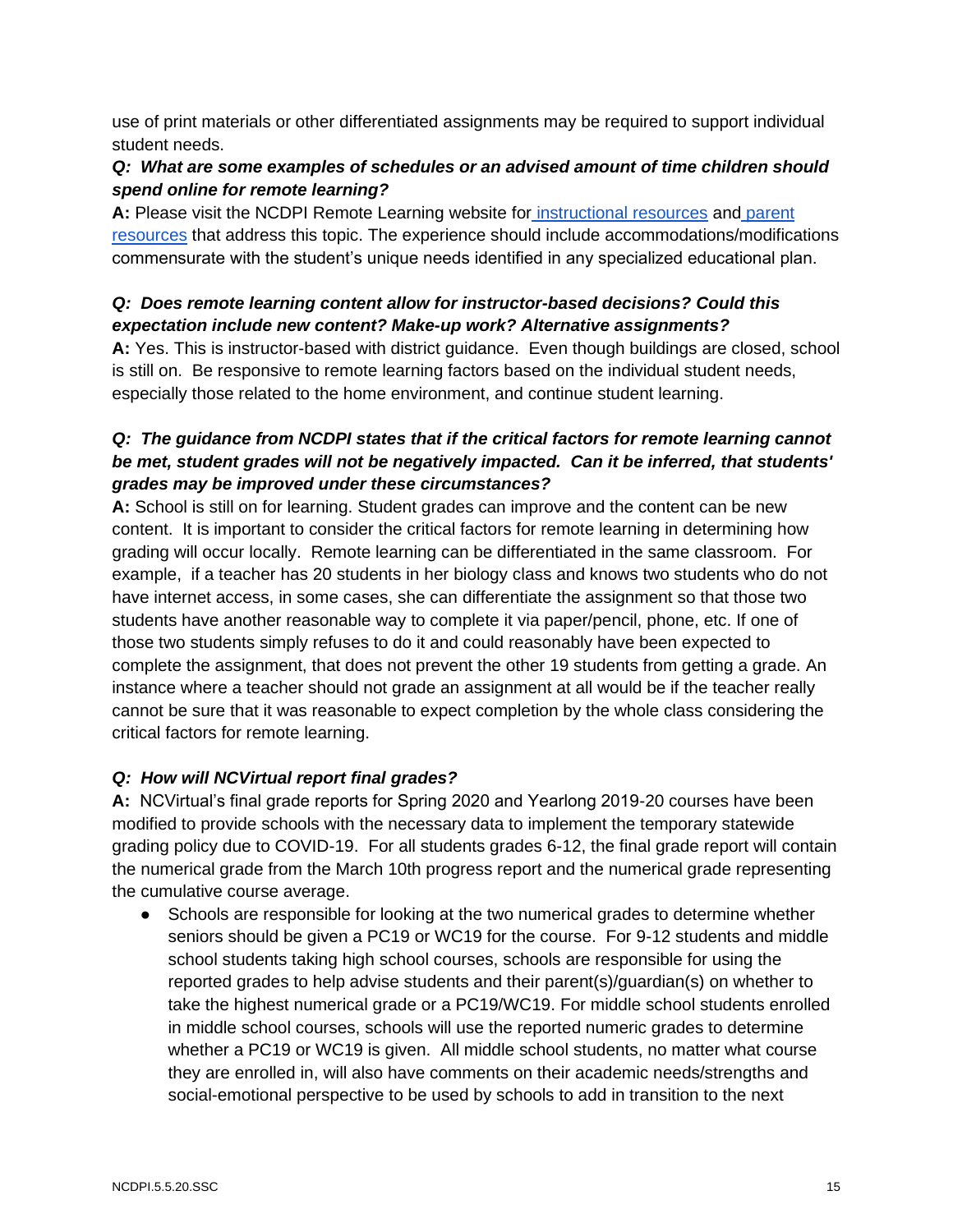use of print materials or other differentiated assignments may be required to support individual student needs.

***Q: What are some examples of schedules or an advised amount of time children should spend online for remote learning?***

**A:** Please visit the NCDPI Remote Learning website for instructional resources and parent resources that address this topic. The experience should include accommodations/modifications commensurate with the student's unique needs identified in any specialized educational plan.

***Q: Does remote learning content allow for instructor-based decisions? Could this expectation include new content? Make-up work? Alternative assignments?***

**A:** Yes. This is instructor-based with district guidance. Even though buildings are closed, school is still on. Be responsive to remote learning factors based on the individual student needs, especially those related to the home environment, and continue student learning.

***Q: The guidance from NCDPI states that if the critical factors for remote learning cannot be met, student grades will not be negatively impacted. Can it be inferred, that students' grades may be improved under these circumstances?***

**A:** School is still on for learning. Student grades can improve and the content can be new content. It is important to consider the critical factors for remote learning in determining how grading will occur locally. Remote learning can be differentiated in the same classroom. For example, if a teacher has 20 students in her biology class and knows two students who do not have internet access, in some cases, she can differentiate the assignment so that those two students have another reasonable way to complete it via paper/pencil, phone, etc. If one of those two students simply refuses to do it and could reasonably have been expected to complete the assignment, that does not prevent the other 19 students from getting a grade. An instance where a teacher should not grade an assignment at all would be if the teacher really cannot be sure that it was reasonable to expect completion by the whole class considering the critical factors for remote learning.

***Q: How will NCVirtual report final grades?***

**A:** NCVirtual's final grade reports for Spring 2020 and Yearlong 2019-20 courses have been modified to provide schools with the necessary data to implement the temporary statewide grading policy due to COVID-19. For all students grades 6-12, the final grade report will contain the numerical grade from the March 10th progress report and the numerical grade representing the cumulative course average.

- Schools are responsible for looking at the two numerical grades to determine whether seniors should be given a PC19 or WC19 for the course. For 9-12 students and middle school students taking high school courses, schools are responsible for using the reported grades to help advise students and their parent(s)/guardian(s) on whether to take the highest numerical grade or a PC19/WC19. For middle school students enrolled in middle school courses, schools will use the reported numeric grades to determine whether a PC19 or WC19 is given. All middle school students, no matter what course they are enrolled in, will also have comments on their academic needs/strengths and social-emotional perspective to be used by schools to add in transition to the next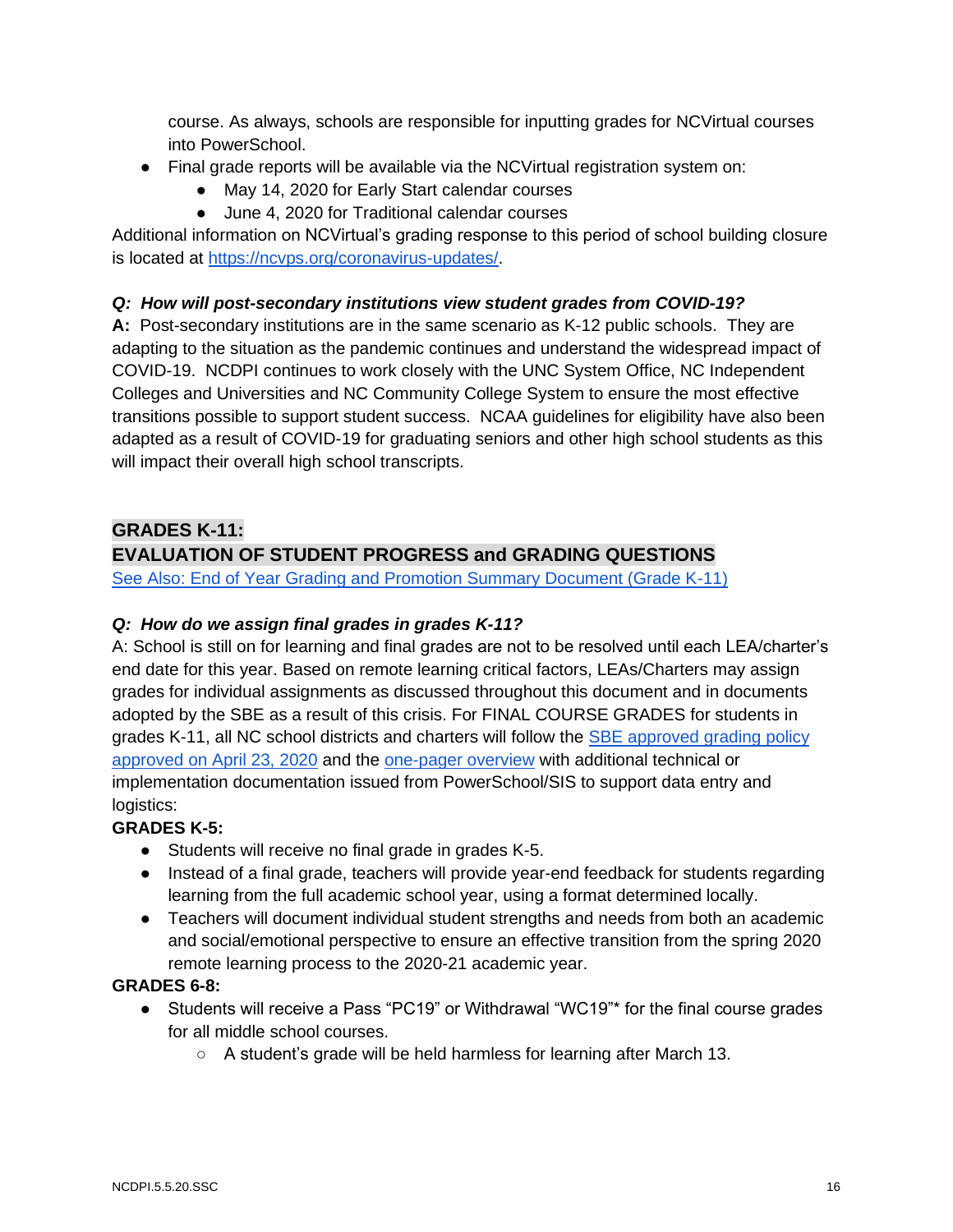course. As always, schools are responsible for inputting grades for NCVirtual courses into PowerSchool.

- Final grade reports will be available via the NCVirtual registration system on:
  - May 14, 2020 for Early Start calendar courses
  - June 4, 2020 for Traditional calendar courses

Additional information on NCVirtual's grading response to this period of school building closure is located at [https://ncvps.org/coronavirus-updates/](https://ncvps.org/coronavirus-updates/).

***Q: How will post-secondary institutions view student grades from COVID-19?***

**A:** Post-secondary institutions are in the same scenario as K-12 public schools. They are adapting to the situation as the pandemic continues and understand the widespread impact of COVID-19. NCDPI continues to work closely with the UNC System Office, NC Independent Colleges and Universities and NC Community College System to ensure the most effective transitions possible to support student success. NCAA guidelines for eligibility have also been adapted as a result of COVID-19 for graduating seniors and other high school students as this will impact their overall high school transcripts.

## GRADES K-11:
## EVALUATION OF STUDENT PROGRESS and GRADING QUESTIONS

[See Also: End of Year Grading and Promotion Summary Document (Grade K-11)]()

***Q: How do we assign final grades in grades K-11?***

A: School is still on for learning and final grades are not to be resolved until each LEA/charter's end date for this year. Based on remote learning critical factors, LEAs/Charters may assign grades for individual assignments as discussed throughout this document and in documents adopted by the SBE as a result of this crisis. For FINAL COURSE GRADES for students in grades K-11, all NC school districts and charters will follow the [SBE approved grading policy approved on April 23, 2020]() and the [one-pager overview]() with additional technical or implementation documentation issued from PowerSchool/SIS to support data entry and logistics:

**GRADES K-5:**

- Students will receive no final grade in grades K-5.
- Instead of a final grade, teachers will provide year-end feedback for students regarding learning from the full academic school year, using a format determined locally.
- Teachers will document individual student strengths and needs from both an academic and social/emotional perspective to ensure an effective transition from the spring 2020 remote learning process to the 2020-21 academic year.

**GRADES 6-8:**

- Students will receive a Pass "PC19" or Withdrawal "WC19"* for the final course grades for all middle school courses.
  - A student's grade will be held harmless for learning after March 13.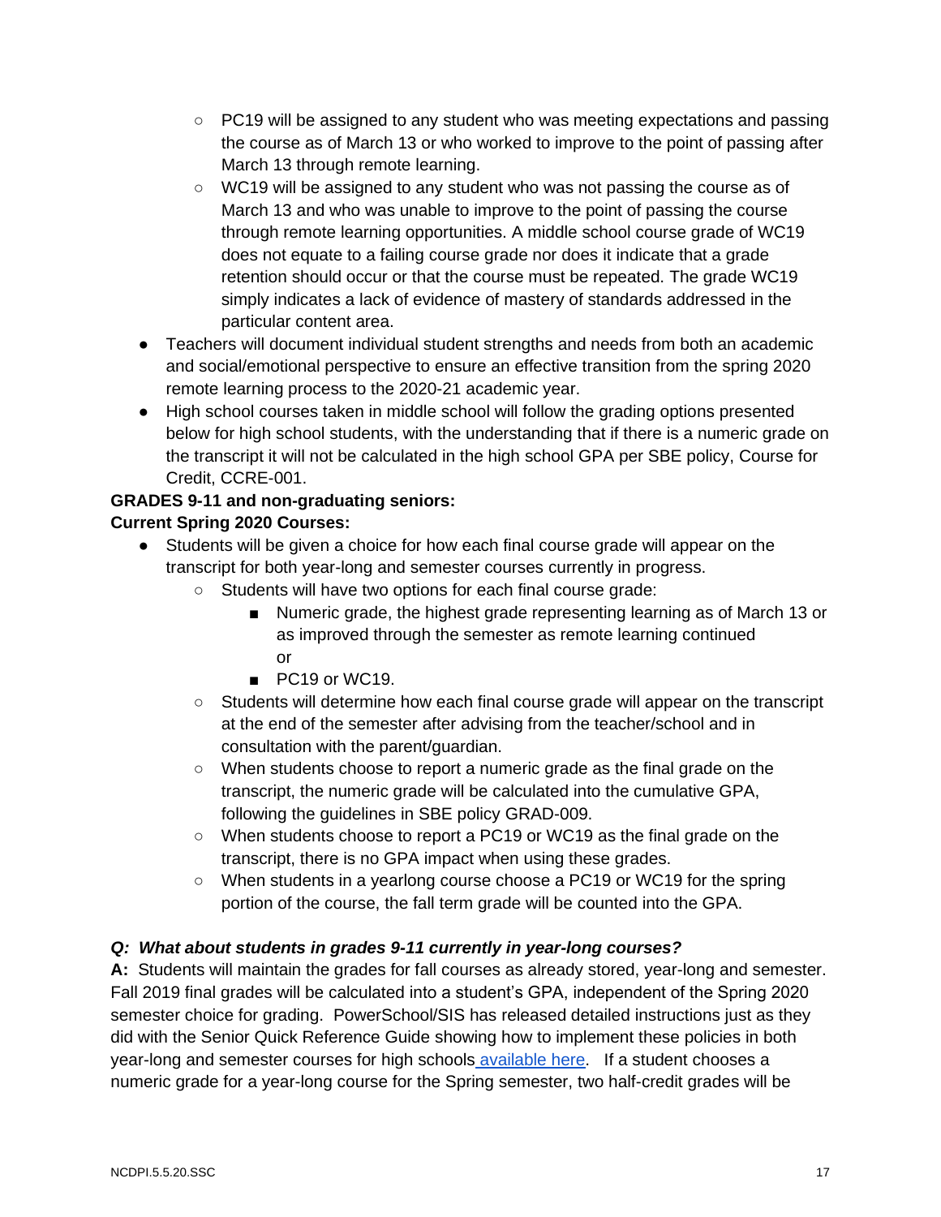- PC19 will be assigned to any student who was meeting expectations and passing the course as of March 13 or who worked to improve to the point of passing after March 13 through remote learning.
   - WC19 will be assigned to any student who was not passing the course as of March 13 and who was unable to improve to the point of passing the course through remote learning opportunities. A middle school course grade of WC19 does not equate to a failing course grade nor does it indicate that a grade retention should occur or that the course must be repeated. The grade WC19 simply indicates a lack of evidence of mastery of standards addressed in the particular content area.
- Teachers will document individual student strengths and needs from both an academic and social/emotional perspective to ensure an effective transition from the spring 2020 remote learning process to the 2020-21 academic year.
- High school courses taken in middle school will follow the grading options presented below for high school students, with the understanding that if there is a numeric grade on the transcript it will not be calculated in the high school GPA per SBE policy, Course for Credit, CCRE-001.

**GRADES 9-11 and non-graduating seniors:**
**Current Spring 2020 Courses:**

- Students will be given a choice for how each final course grade will appear on the transcript for both year-long and semester courses currently in progress.
   - Students will have two options for each final course grade:
      - Numeric grade, the highest grade representing learning as of March 13 or as improved through the semester as remote learning continued
        or
      - PC19 or WC19.
   - Students will determine how each final course grade will appear on the transcript at the end of the semester after advising from the teacher/school and in consultation with the parent/guardian.
   - When students choose to report a numeric grade as the final grade on the transcript, the numeric grade will be calculated into the cumulative GPA, following the guidelines in SBE policy GRAD-009.
   - When students choose to report a PC19 or WC19 as the final grade on the transcript, there is no GPA impact when using these grades.
   - When students in a yearlong course choose a PC19 or WC19 for the spring portion of the course, the fall term grade will be counted into the GPA.

***Q: What about students in grades 9-11 currently in year-long courses?***

**A:** Students will maintain the grades for fall courses as already stored, year-long and semester. Fall 2019 final grades will be calculated into a student's GPA, independent of the Spring 2020 semester choice for grading. PowerSchool/SIS has released detailed instructions just as they did with the Senior Quick Reference Guide showing how to implement these policies in both year-long and semester courses for high schools available here. If a student chooses a numeric grade for a year-long course for the Spring semester, two half-credit grades will be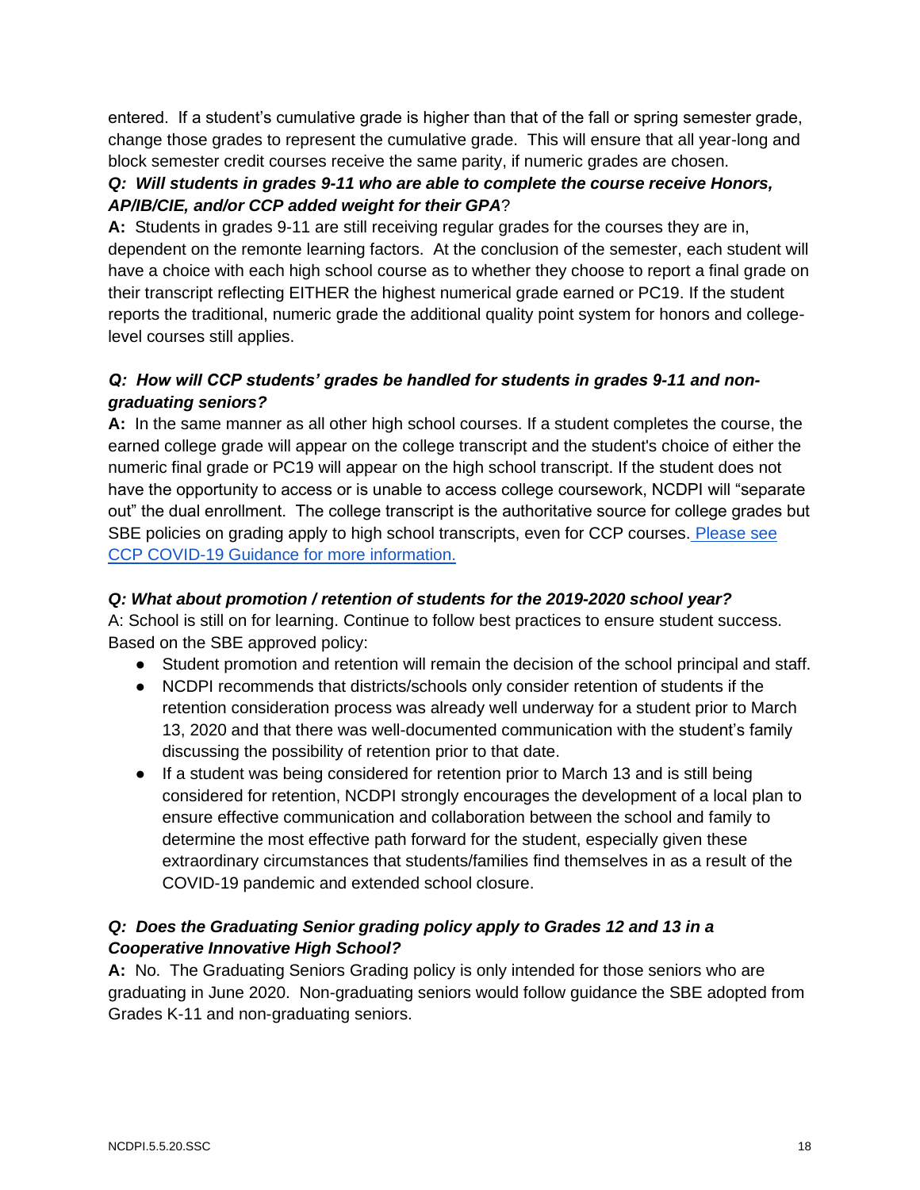entered. If a student's cumulative grade is higher than that of the fall or spring semester grade, change those grades to represent the cumulative grade. This will ensure that all year-long and block semester credit courses receive the same parity, if numeric grades are chosen.

***Q: Will students in grades 9-11 who are able to complete the course receive Honors, AP/IB/CIE, and/or CCP added weight for their GPA*?**

**A:** Students in grades 9-11 are still receiving regular grades for the courses they are in, dependent on the remonte learning factors. At the conclusion of the semester, each student will have a choice with each high school course as to whether they choose to report a final grade on their transcript reflecting EITHER the highest numerical grade earned or PC19. If the student reports the traditional, numeric grade the additional quality point system for honors and college-level courses still applies.

***Q: How will CCP students' grades be handled for students in grades 9-11 and non-graduating seniors?***

**A:** In the same manner as all other high school courses. If a student completes the course, the earned college grade will appear on the college transcript and the student's choice of either the numeric final grade or PC19 will appear on the high school transcript. If the student does not have the opportunity to access or is unable to access college coursework, NCDPI will "separate out" the dual enrollment. The college transcript is the authoritative source for college grades but SBE policies on grading apply to high school transcripts, even for CCP courses. Please see CCP COVID-19 Guidance for more information.

***Q: What about promotion / retention of students for the 2019-2020 school year?***

A: School is still on for learning. Continue to follow best practices to ensure student success. Based on the SBE approved policy:

- Student promotion and retention will remain the decision of the school principal and staff.
- NCDPI recommends that districts/schools only consider retention of students if the retention consideration process was already well underway for a student prior to March 13, 2020 and that there was well-documented communication with the student's family discussing the possibility of retention prior to that date.
- If a student was being considered for retention prior to March 13 and is still being considered for retention, NCDPI strongly encourages the development of a local plan to ensure effective communication and collaboration between the school and family to determine the most effective path forward for the student, especially given these extraordinary circumstances that students/families find themselves in as a result of the COVID-19 pandemic and extended school closure.

***Q: Does the Graduating Senior grading policy apply to Grades 12 and 13 in a Cooperative Innovative High School?***

**A:** No. The Graduating Seniors Grading policy is only intended for those seniors who are graduating in June 2020. Non-graduating seniors would follow guidance the SBE adopted from Grades K-11 and non-graduating seniors.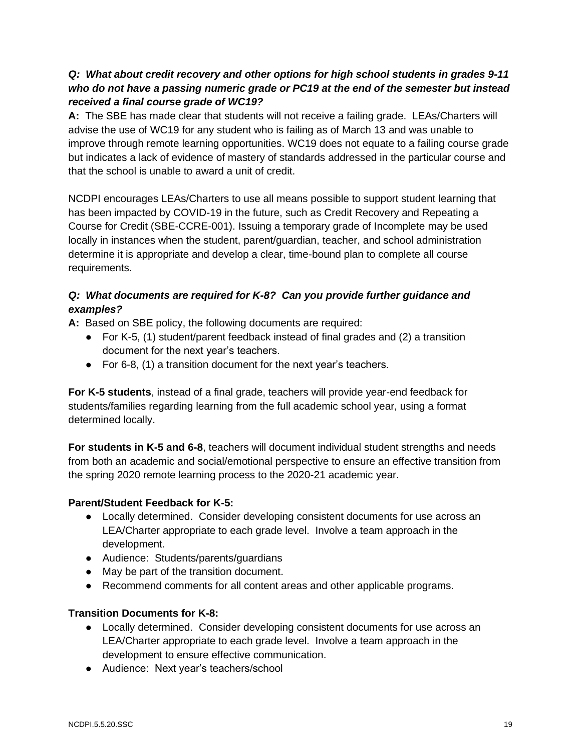***Q: What about credit recovery and other options for high school students in grades 9-11 who do not have a passing numeric grade or PC19 at the end of the semester but instead received a final course grade of WC19?***

**A:** The SBE has made clear that students will not receive a failing grade. LEAs/Charters will advise the use of WC19 for any student who is failing as of March 13 and was unable to improve through remote learning opportunities. WC19 does not equate to a failing course grade but indicates a lack of evidence of mastery of standards addressed in the particular course and that the school is unable to award a unit of credit.

NCDPI encourages LEAs/Charters to use all means possible to support student learning that has been impacted by COVID-19 in the future, such as Credit Recovery and Repeating a Course for Credit (SBE-CCRE-001). Issuing a temporary grade of Incomplete may be used locally in instances when the student, parent/guardian, teacher, and school administration determine it is appropriate and develop a clear, time-bound plan to complete all course requirements.

***Q: What documents are required for K-8? Can you provide further guidance and examples?***

**A:** Based on SBE policy, the following documents are required:

- For K-5, (1) student/parent feedback instead of final grades and (2) a transition document for the next year's teachers.
- For 6-8, (1) a transition document for the next year's teachers.

**For K-5 students**, instead of a final grade, teachers will provide year-end feedback for students/families regarding learning from the full academic school year, using a format determined locally.

**For students in K-5 and 6-8**, teachers will document individual student strengths and needs from both an academic and social/emotional perspective to ensure an effective transition from the spring 2020 remote learning process to the 2020-21 academic year.

**Parent/Student Feedback for K-5:**

- Locally determined. Consider developing consistent documents for use across an LEA/Charter appropriate to each grade level. Involve a team approach in the development.
- Audience: Students/parents/guardians
- May be part of the transition document.
- Recommend comments for all content areas and other applicable programs.

**Transition Documents for K-8:**

- Locally determined. Consider developing consistent documents for use across an LEA/Charter appropriate to each grade level. Involve a team approach in the development to ensure effective communication.
- Audience: Next year's teachers/school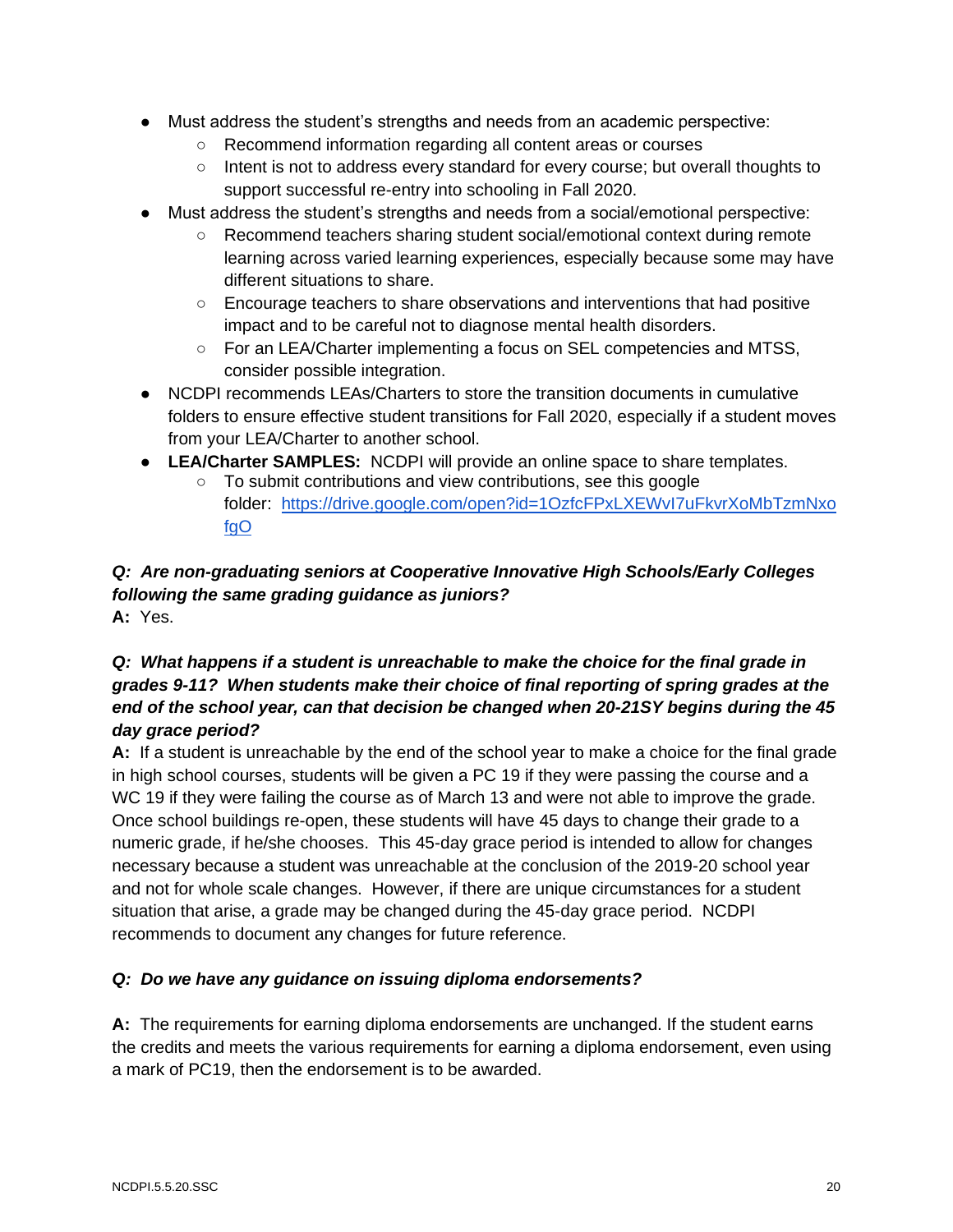- Must address the student's strengths and needs from an academic perspective:
  - Recommend information regarding all content areas or courses
  - Intent is not to address every standard for every course; but overall thoughts to support successful re-entry into schooling in Fall 2020.
- Must address the student's strengths and needs from a social/emotional perspective:
  - Recommend teachers sharing student social/emotional context during remote learning across varied learning experiences, especially because some may have different situations to share.
  - Encourage teachers to share observations and interventions that had positive impact and to be careful not to diagnose mental health disorders.
  - For an LEA/Charter implementing a focus on SEL competencies and MTSS, consider possible integration.
- NCDPI recommends LEAs/Charters to store the transition documents in cumulative folders to ensure effective student transitions for Fall 2020, especially if a student moves from your LEA/Charter to another school.
- **LEA/Charter SAMPLES:** NCDPI will provide an online space to share templates.
  - To submit contributions and view contributions, see this google folder: [https://drive.google.com/open?id=1OzfcFPxLXEWvI7uFkvrXoMbTzmNxofgO](https://drive.google.com/open?id=1OzfcFPxLXEWvI7uFkvrXoMbTzmNxofgO)

***Q: Are non-graduating seniors at Cooperative Innovative High Schools/Early Colleges following the same grading guidance as juniors?***
**A:** Yes.

***Q: What happens if a student is unreachable to make the choice for the final grade in grades 9-11? When students make their choice of final reporting of spring grades at the end of the school year, can that decision be changed when 20-21SY begins during the 45 day grace period?***
**A:** If a student is unreachable by the end of the school year to make a choice for the final grade in high school courses, students will be given a PC 19 if they were passing the course and a WC 19 if they were failing the course as of March 13 and were not able to improve the grade. Once school buildings re-open, these students will have 45 days to change their grade to a numeric grade, if he/she chooses. This 45-day grace period is intended to allow for changes necessary because a student was unreachable at the conclusion of the 2019-20 school year and not for whole scale changes. However, if there are unique circumstances for a student situation that arise, a grade may be changed during the 45-day grace period. NCDPI recommends to document any changes for future reference.

***Q: Do we have any guidance on issuing diploma endorsements?***

**A:** The requirements for earning diploma endorsements are unchanged. If the student earns the credits and meets the various requirements for earning a diploma endorsement, even using a mark of PC19, then the endorsement is to be awarded.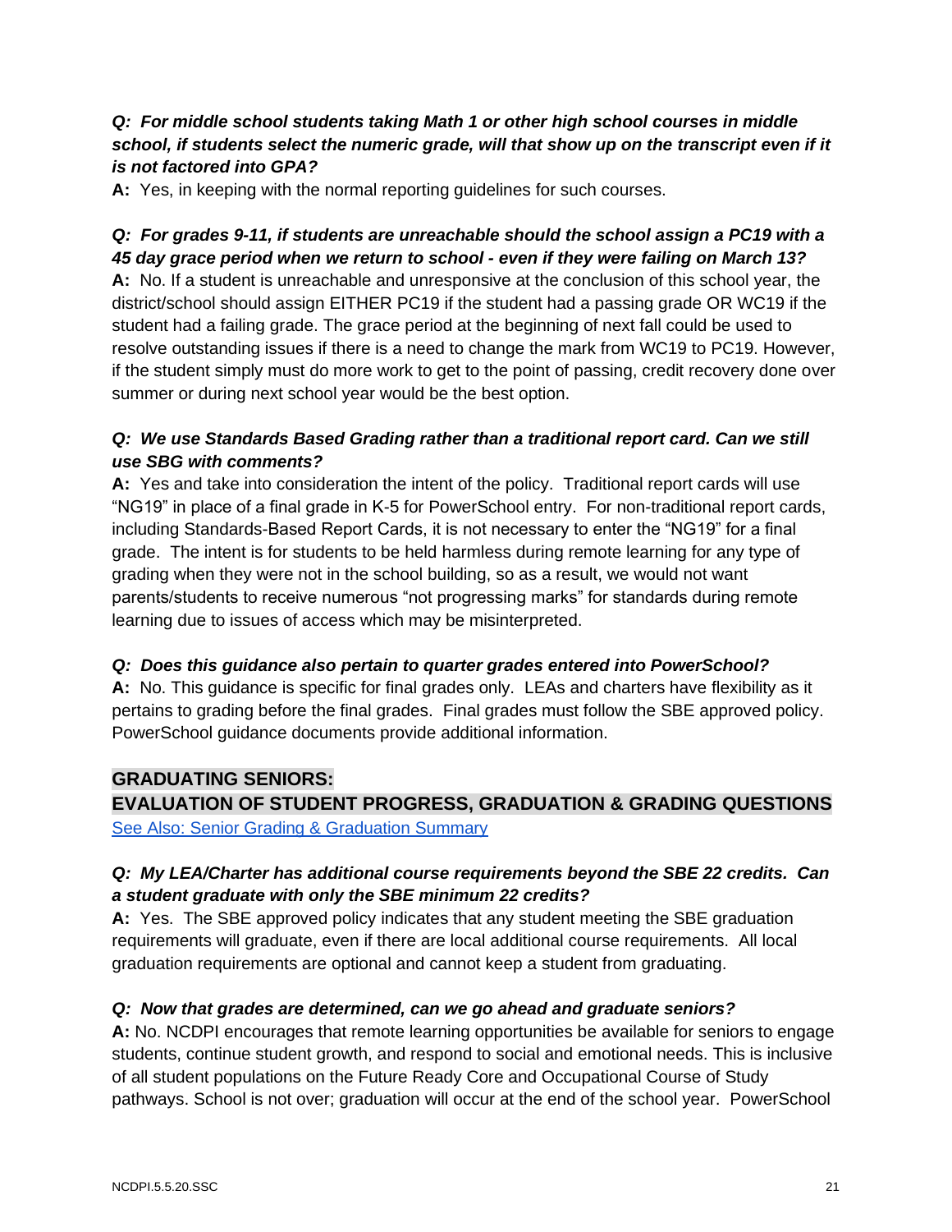***Q: For middle school students taking Math 1 or other high school courses in middle school, if students select the numeric grade, will that show up on the transcript even if it is not factored into GPA?***

**A:** Yes, in keeping with the normal reporting guidelines for such courses.

***Q: For grades 9-11, if students are unreachable should the school assign a PC19 with a 45 day grace period when we return to school - even if they were failing on March 13?***

**A:** No. If a student is unreachable and unresponsive at the conclusion of this school year, the district/school should assign EITHER PC19 if the student had a passing grade OR WC19 if the student had a failing grade. The grace period at the beginning of next fall could be used to resolve outstanding issues if there is a need to change the mark from WC19 to PC19. However, if the student simply must do more work to get to the point of passing, credit recovery done over summer or during next school year would be the best option.

***Q: We use Standards Based Grading rather than a traditional report card. Can we still use SBG with comments?***

**A:** Yes and take into consideration the intent of the policy. Traditional report cards will use "NG19" in place of a final grade in K-5 for PowerSchool entry. For non-traditional report cards, including Standards-Based Report Cards, it is not necessary to enter the "NG19" for a final grade. The intent is for students to be held harmless during remote learning for any type of grading when they were not in the school building, so as a result, we would not want parents/students to receive numerous "not progressing marks" for standards during remote learning due to issues of access which may be misinterpreted.

***Q: Does this guidance also pertain to quarter grades entered into PowerSchool?***

**A:** No. This guidance is specific for final grades only. LEAs and charters have flexibility as it pertains to grading before the final grades. Final grades must follow the SBE approved policy. PowerSchool guidance documents provide additional information.

## GRADUATING SENIORS:
## EVALUATION OF STUDENT PROGRESS, GRADUATION & GRADING QUESTIONS

See Also: Senior Grading & Graduation Summary

***Q: My LEA/Charter has additional course requirements beyond the SBE 22 credits. Can a student graduate with only the SBE minimum 22 credits?***

**A:** Yes. The SBE approved policy indicates that any student meeting the SBE graduation requirements will graduate, even if there are local additional course requirements. All local graduation requirements are optional and cannot keep a student from graduating.

***Q: Now that grades are determined, can we go ahead and graduate seniors?***

**A:** No. NCDPI encourages that remote learning opportunities be available for seniors to engage students, continue student growth, and respond to social and emotional needs. This is inclusive of all student populations on the Future Ready Core and Occupational Course of Study pathways. School is not over; graduation will occur at the end of the school year. PowerSchool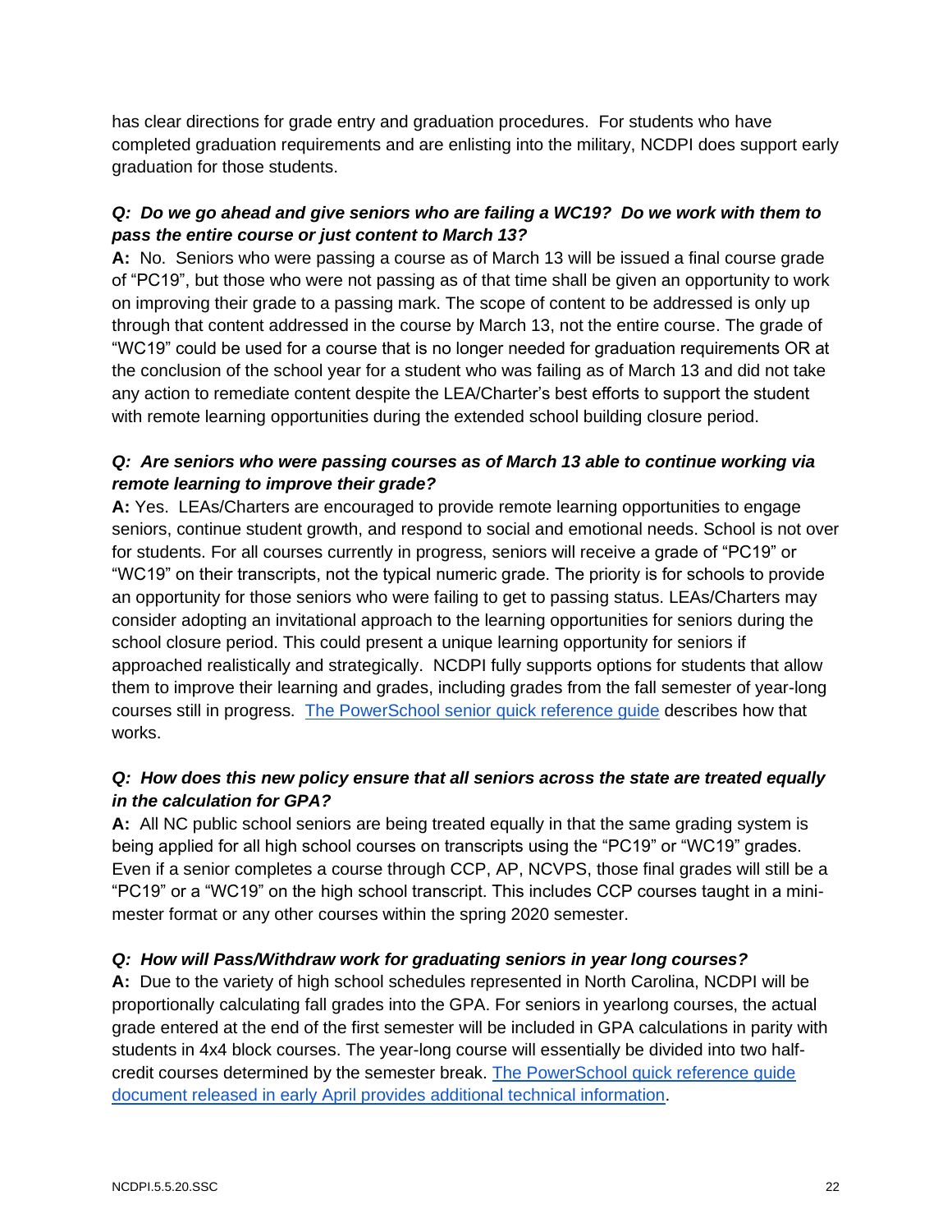has clear directions for grade entry and graduation procedures. For students who have completed graduation requirements and are enlisting into the military, NCDPI does support early graduation for those students.

***Q: Do we go ahead and give seniors who are failing a WC19? Do we work with them to pass the entire course or just content to March 13?***

**A:** No. Seniors who were passing a course as of March 13 will be issued a final course grade of "PC19", but those who were not passing as of that time shall be given an opportunity to work on improving their grade to a passing mark. The scope of content to be addressed is only up through that content addressed in the course by March 13, not the entire course. The grade of "WC19" could be used for a course that is no longer needed for graduation requirements OR at the conclusion of the school year for a student who was failing as of March 13 and did not take any action to remediate content despite the LEA/Charter's best efforts to support the student with remote learning opportunities during the extended school building closure period.

***Q: Are seniors who were passing courses as of March 13 able to continue working via remote learning to improve their grade?***

**A:** Yes. LEAs/Charters are encouraged to provide remote learning opportunities to engage seniors, continue student growth, and respond to social and emotional needs. School is not over for students. For all courses currently in progress, seniors will receive a grade of "PC19" or "WC19" on their transcripts, not the typical numeric grade. The priority is for schools to provide an opportunity for those seniors who were failing to get to passing status. LEAs/Charters may consider adopting an invitational approach to the learning opportunities for seniors during the school closure period. This could present a unique learning opportunity for seniors if approached realistically and strategically. NCDPI fully supports options for students that allow them to improve their learning and grades, including grades from the fall semester of year-long courses still in progress. The PowerSchool senior quick reference guide describes how that works.

***Q: How does this new policy ensure that all seniors across the state are treated equally in the calculation for GPA?***

**A:** All NC public school seniors are being treated equally in that the same grading system is being applied for all high school courses on transcripts using the "PC19" or "WC19" grades. Even if a senior completes a course through CCP, AP, NCVPS, those final grades will still be a "PC19" or a "WC19" on the high school transcript. This includes CCP courses taught in a mini-mester format or any other courses within the spring 2020 semester.

***Q: How will Pass/Withdraw work for graduating seniors in year long courses?***

**A:** Due to the variety of high school schedules represented in North Carolina, NCDPI will be proportionally calculating fall grades into the GPA. For seniors in yearlong courses, the actual grade entered at the end of the first semester will be included in GPA calculations in parity with students in 4x4 block courses. The year-long course will essentially be divided into two half-credit courses determined by the semester break. The PowerSchool quick reference guide document released in early April provides additional technical information.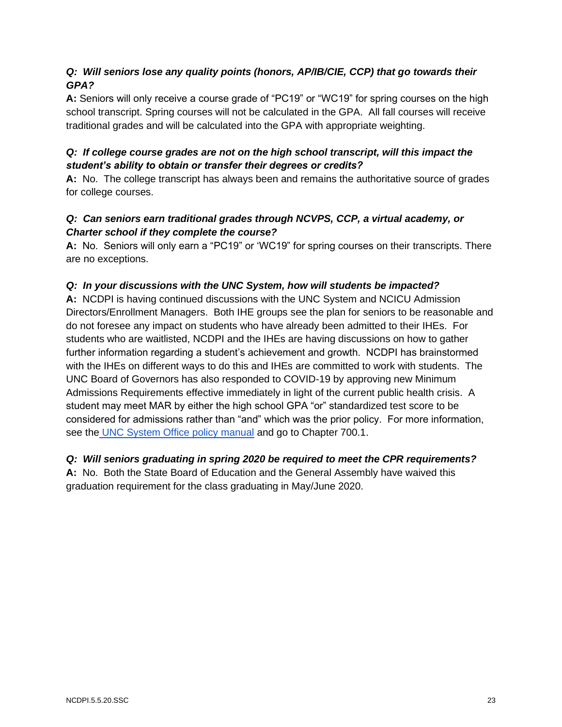***Q: Will seniors lose any quality points (honors, AP/IB/CIE, CCP) that go towards their GPA?***

**A:** Seniors will only receive a course grade of “PC19” or “WC19” for spring courses on the high school transcript. Spring courses will not be calculated in the GPA. All fall courses will receive traditional grades and will be calculated into the GPA with appropriate weighting.

***Q: If college course grades are not on the high school transcript, will this impact the student’s ability to obtain or transfer their degrees or credits?***

**A:** No. The college transcript has always been and remains the authoritative source of grades for college courses.

***Q: Can seniors earn traditional grades through NCVPS, CCP, a virtual academy, or Charter school if they complete the course?***

**A:** No. Seniors will only earn a “PC19” or ‘WC19” for spring courses on their transcripts. There are no exceptions.

***Q: In your discussions with the UNC System, how will students be impacted?***

**A:** NCDPI is having continued discussions with the UNC System and NCICU Admission Directors/Enrollment Managers. Both IHE groups see the plan for seniors to be reasonable and do not foresee any impact on students who have already been admitted to their IHEs. For students who are waitlisted, NCDPI and the IHEs are having discussions on how to gather further information regarding a student’s achievement and growth. NCDPI has brainstormed with the IHEs on different ways to do this and IHEs are committed to work with students. The UNC Board of Governors has also responded to COVID-19 by approving new Minimum Admissions Requirements effective immediately in light of the current public health crisis. A student may meet MAR by either the high school GPA “or” standardized test score to be considered for admissions rather than “and” which was the prior policy. For more information, see the UNC System Office policy manual and go to Chapter 700.1.

***Q: Will seniors graduating in spring 2020 be required to meet the CPR requirements?***

**A:** No. Both the State Board of Education and the General Assembly have waived this graduation requirement for the class graduating in May/June 2020.